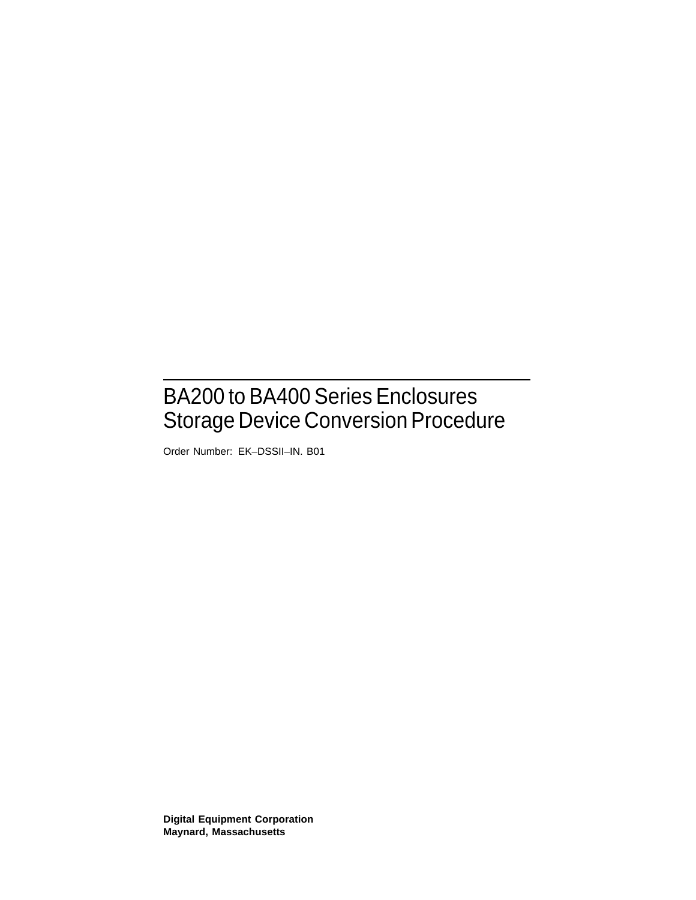# BA200 to BA400 Series Enclosures Storage Device Conversion Procedure

Order Number: EK–DSSII–IN. B01

**Digital Equipment Corporation**
**Maynard, Massachusetts**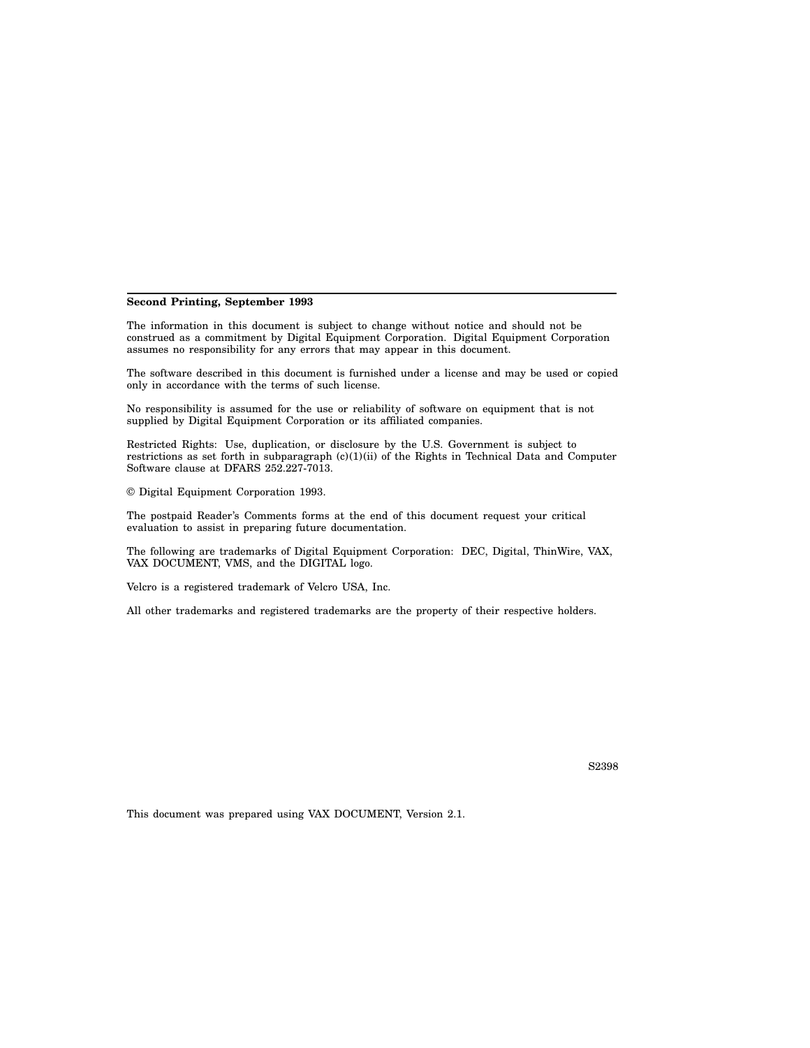**Second Printing, September 1993**

The information in this document is subject to change without notice and should not be construed as a commitment by Digital Equipment Corporation. Digital Equipment Corporation assumes no responsibility for any errors that may appear in this document.

The software described in this document is furnished under a license and may be used or copied only in accordance with the terms of such license.

No responsibility is assumed for the use or reliability of software on equipment that is not supplied by Digital Equipment Corporation or its affiliated companies.

Restricted Rights: Use, duplication, or disclosure by the U.S. Government is subject to restrictions as set forth in subparagraph (c)(1)(ii) of the Rights in Technical Data and Computer Software clause at DFARS 252.227-7013.

© Digital Equipment Corporation 1993.

The postpaid Reader's Comments forms at the end of this document request your critical evaluation to assist in preparing future documentation.

The following are trademarks of Digital Equipment Corporation: DEC, Digital, ThinWire, VAX, VAX DOCUMENT, VMS, and the DIGITAL logo.

Velcro is a registered trademark of Velcro USA, Inc.

All other trademarks and registered trademarks are the property of their respective holders.

S2398

This document was prepared using VAX DOCUMENT, Version 2.1.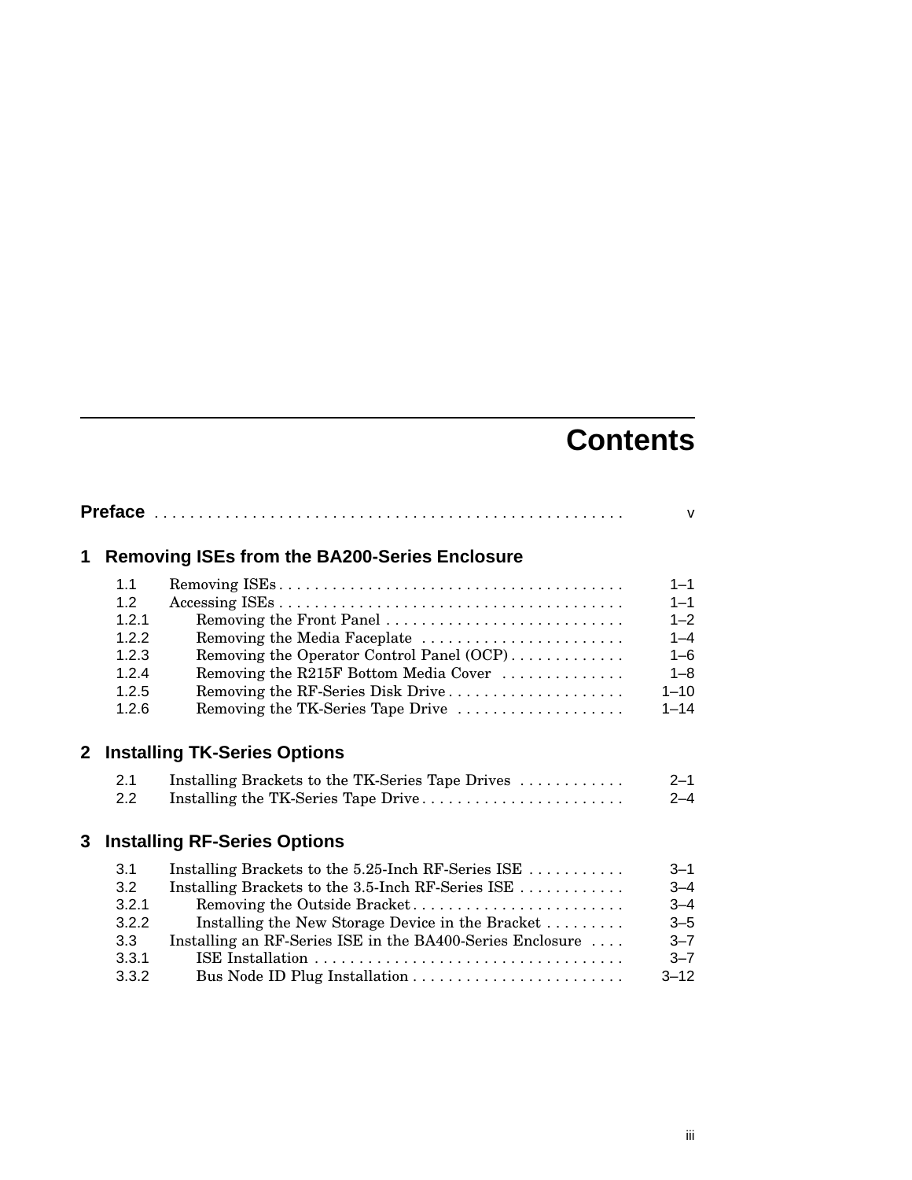# Contents

**Preface** . . . . . . . . . . . . . . . . . . . . . . . . . . . . . . . . . . . . . . . . . . . . . . . . . . . v

## 1 Removing ISEs from the BA200-Series Enclosure

| | | |
|---|---|---|
| 1.1 | Removing ISEs | 1–1 |
| 1.2 | Accessing ISEs | 1–1 |
| 1.2.1 | Removing the Front Panel | 1–2 |
| 1.2.2 | Removing the Media Faceplate | 1–4 |
| 1.2.3 | Removing the Operator Control Panel (OCP) | 1–6 |
| 1.2.4 | Removing the R215F Bottom Media Cover | 1–8 |
| 1.2.5 | Removing the RF-Series Disk Drive | 1–10 |
| 1.2.6 | Removing the TK-Series Tape Drive | 1–14 |

## 2 Installing TK-Series Options

| | | |
|---|---|---|
| 2.1 | Installing Brackets to the TK-Series Tape Drives | 2–1 |
| 2.2 | Installing the TK-Series Tape Drive | 2–4 |

## 3 Installing RF-Series Options

| | | |
|---|---|---|
| 3.1 | Installing Brackets to the 5.25-Inch RF-Series ISE | 3–1 |
| 3.2 | Installing Brackets to the 3.5-Inch RF-Series ISE | 3–4 |
| 3.2.1 | Removing the Outside Bracket | 3–4 |
| 3.2.2 | Installing the New Storage Device in the Bracket | 3–5 |
| 3.3 | Installing an RF-Series ISE in the BA400-Series Enclosure | 3–7 |
| 3.3.1 | ISE Installation | 3–7 |
| 3.3.2 | Bus Node ID Plug Installation | 3–12 |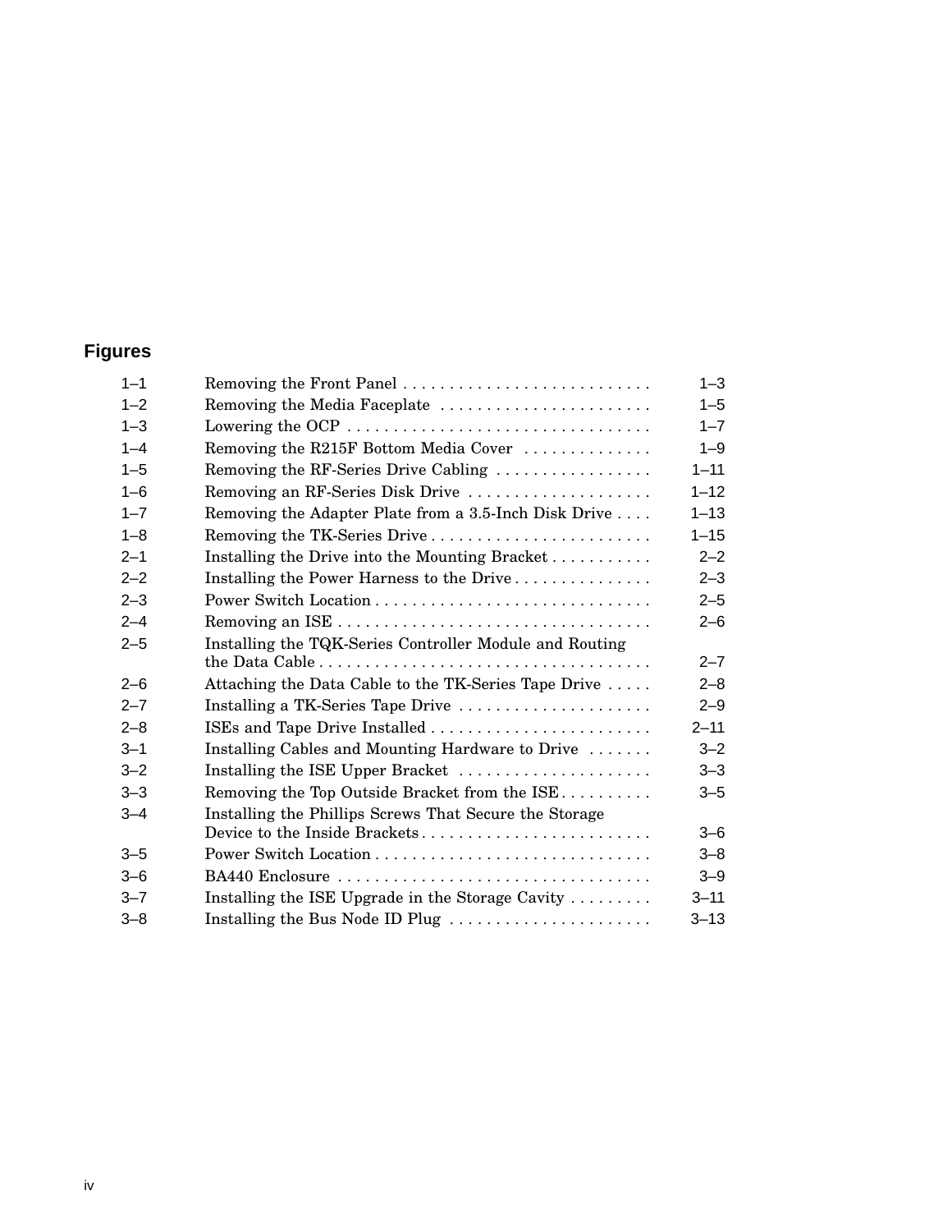## Figures

| | | |
|---|---|---|
| 1–1 | Removing the Front Panel | 1–3 |
| 1–2 | Removing the Media Faceplate | 1–5 |
| 1–3 | Lowering the OCP | 1–7 |
| 1–4 | Removing the R215F Bottom Media Cover | 1–9 |
| 1–5 | Removing the RF-Series Drive Cabling | 1–11 |
| 1–6 | Removing an RF-Series Disk Drive | 1–12 |
| 1–7 | Removing the Adapter Plate from a 3.5-Inch Disk Drive | 1–13 |
| 1–8 | Removing the TK-Series Drive | 1–15 |
| 2–1 | Installing the Drive into the Mounting Bracket | 2–2 |
| 2–2 | Installing the Power Harness to the Drive | 2–3 |
| 2–3 | Power Switch Location | 2–5 |
| 2–4 | Removing an ISE | 2–6 |
| 2–5 | Installing the TQK-Series Controller Module and Routing the Data Cable | 2–7 |
| 2–6 | Attaching the Data Cable to the TK-Series Tape Drive | 2–8 |
| 2–7 | Installing a TK-Series Tape Drive | 2–9 |
| 2–8 | ISEs and Tape Drive Installed | 2–11 |
| 3–1 | Installing Cables and Mounting Hardware to Drive | 3–2 |
| 3–2 | Installing the ISE Upper Bracket | 3–3 |
| 3–3 | Removing the Top Outside Bracket from the ISE | 3–5 |
| 3–4 | Installing the Phillips Screws That Secure the Storage Device to the Inside Brackets | 3–6 |
| 3–5 | Power Switch Location | 3–8 |
| 3–6 | BA440 Enclosure | 3–9 |
| 3–7 | Installing the ISE Upgrade in the Storage Cavity | 3–11 |
| 3–8 | Installing the Bus Node ID Plug | 3–13 |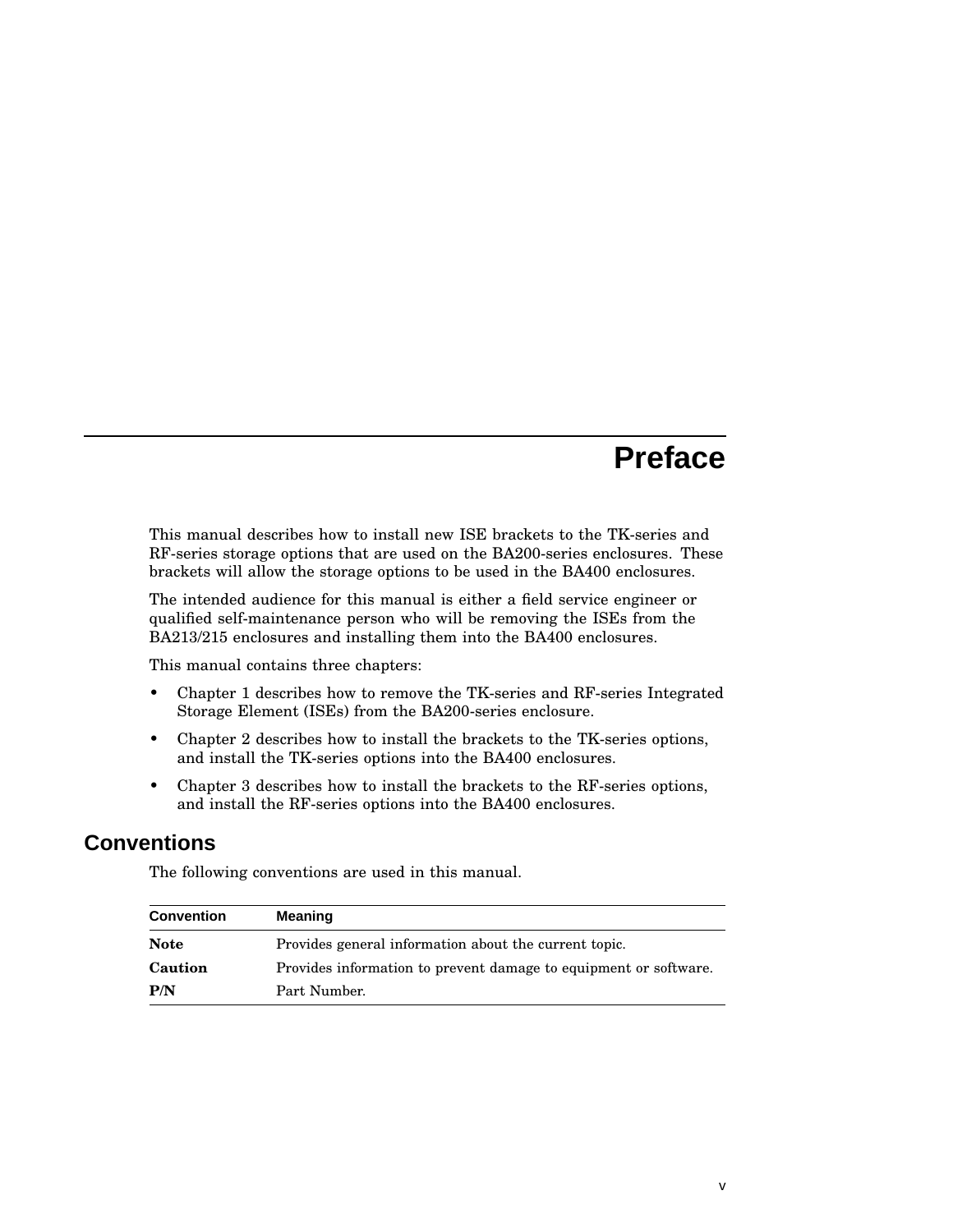# Preface

This manual describes how to install new ISE brackets to the TK-series and RF-series storage options that are used on the BA200-series enclosures. These brackets will allow the storage options to be used in the BA400 enclosures.

The intended audience for this manual is either a field service engineer or qualified self-maintenance person who will be removing the ISEs from the BA213/215 enclosures and installing them into the BA400 enclosures.

This manual contains three chapters:

- Chapter 1 describes how to remove the TK-series and RF-series Integrated Storage Element (ISEs) from the BA200-series enclosure.
- Chapter 2 describes how to install the brackets to the TK-series options, and install the TK-series options into the BA400 enclosures.
- Chapter 3 describes how to install the brackets to the RF-series options, and install the RF-series options into the BA400 enclosures.

## Conventions

The following conventions are used in this manual.

| Convention | Meaning |
|---|---|
| **Note** | Provides general information about the current topic. |
| **Caution** | Provides information to prevent damage to equipment or software. |
| **P/N** | Part Number. |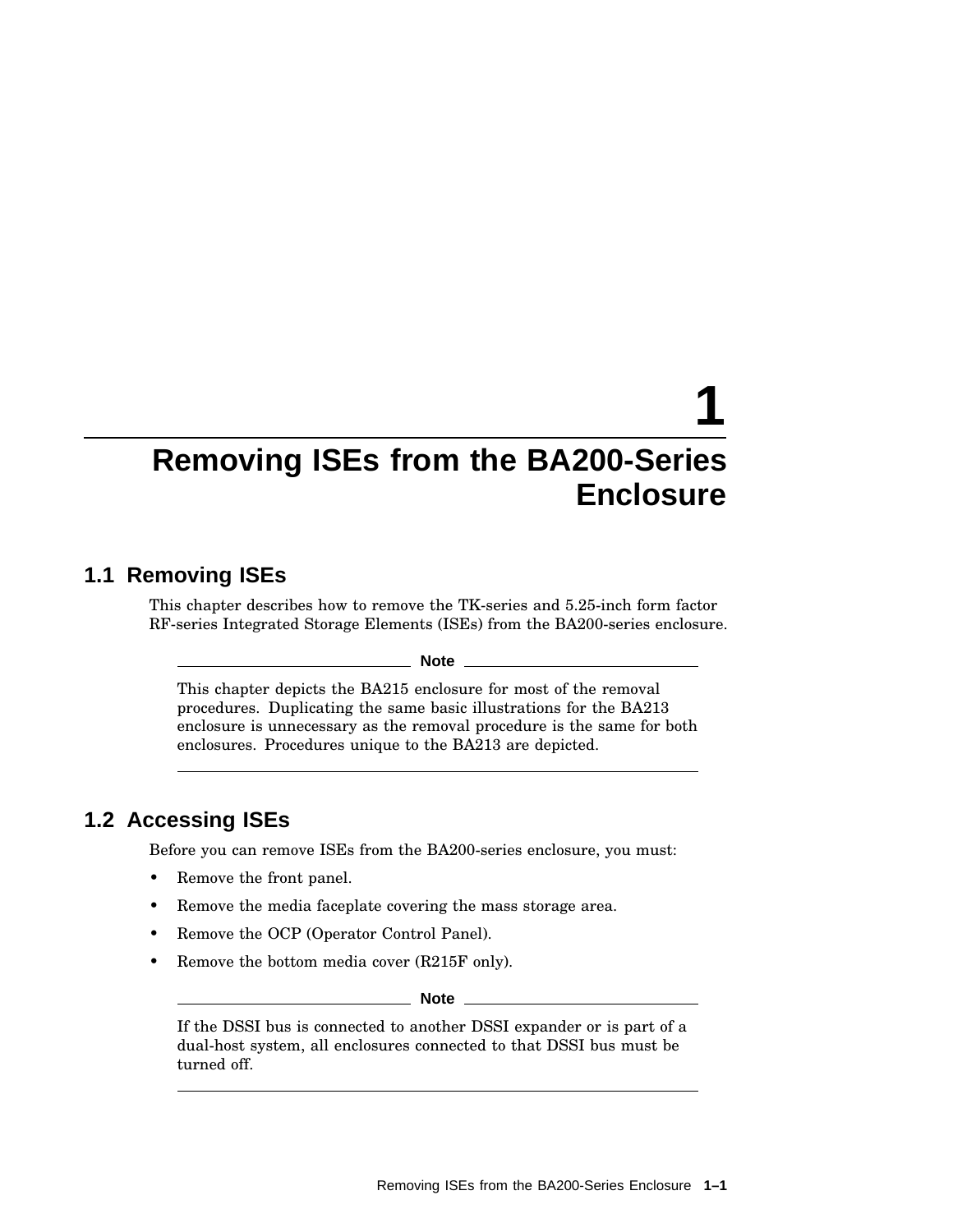# 1 Removing ISEs from the BA200-Series Enclosure

## 1.1 Removing ISEs

This chapter describes how to remove the TK-series and 5.25-inch form factor RF-series Integrated Storage Elements (ISEs) from the BA200-series enclosure.

**Note**

This chapter depicts the BA215 enclosure for most of the removal procedures. Duplicating the same basic illustrations for the BA213 enclosure is unnecessary as the removal procedure is the same for both enclosures. Procedures unique to the BA213 are depicted.

## 1.2 Accessing ISEs

Before you can remove ISEs from the BA200-series enclosure, you must:

- Remove the front panel.
- Remove the media faceplate covering the mass storage area.
- Remove the OCP (Operator Control Panel).
- Remove the bottom media cover (R215F only).

**Note**

If the DSSI bus is connected to another DSSI expander or is part of a dual-host system, all enclosures connected to that DSSI bus must be turned off.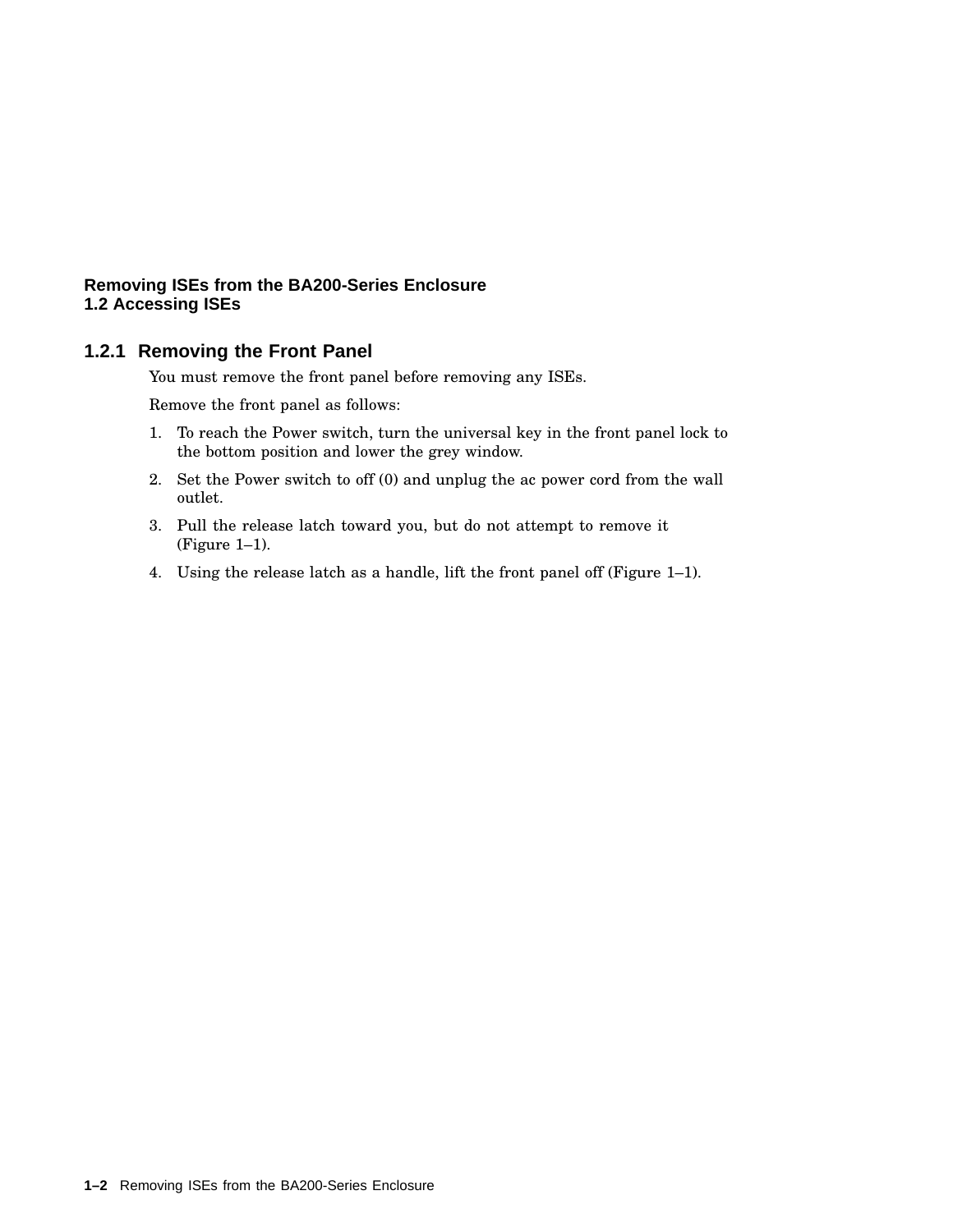### 1.2.1 Removing the Front Panel

You must remove the front panel before removing any ISEs.

Remove the front panel as follows:

1. To reach the Power switch, turn the universal key in the front panel lock to the bottom position and lower the grey window.
2. Set the Power switch to off (0) and unplug the ac power cord from the wall outlet.
3. Pull the release latch toward you, but do not attempt to remove it (Figure 1–1).
4. Using the release latch as a handle, lift the front panel off (Figure 1–1).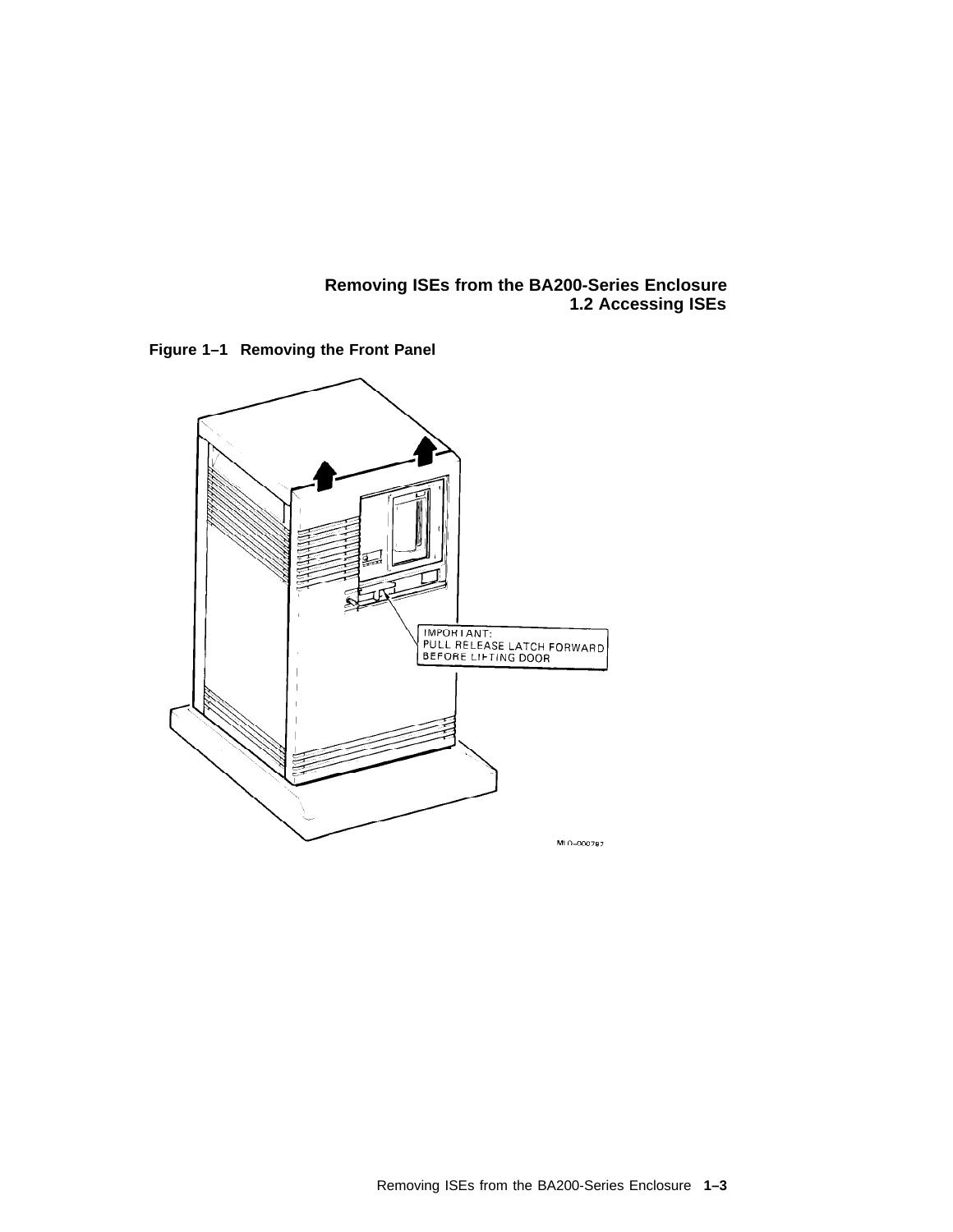Figure 1–1 Removing the Front Panel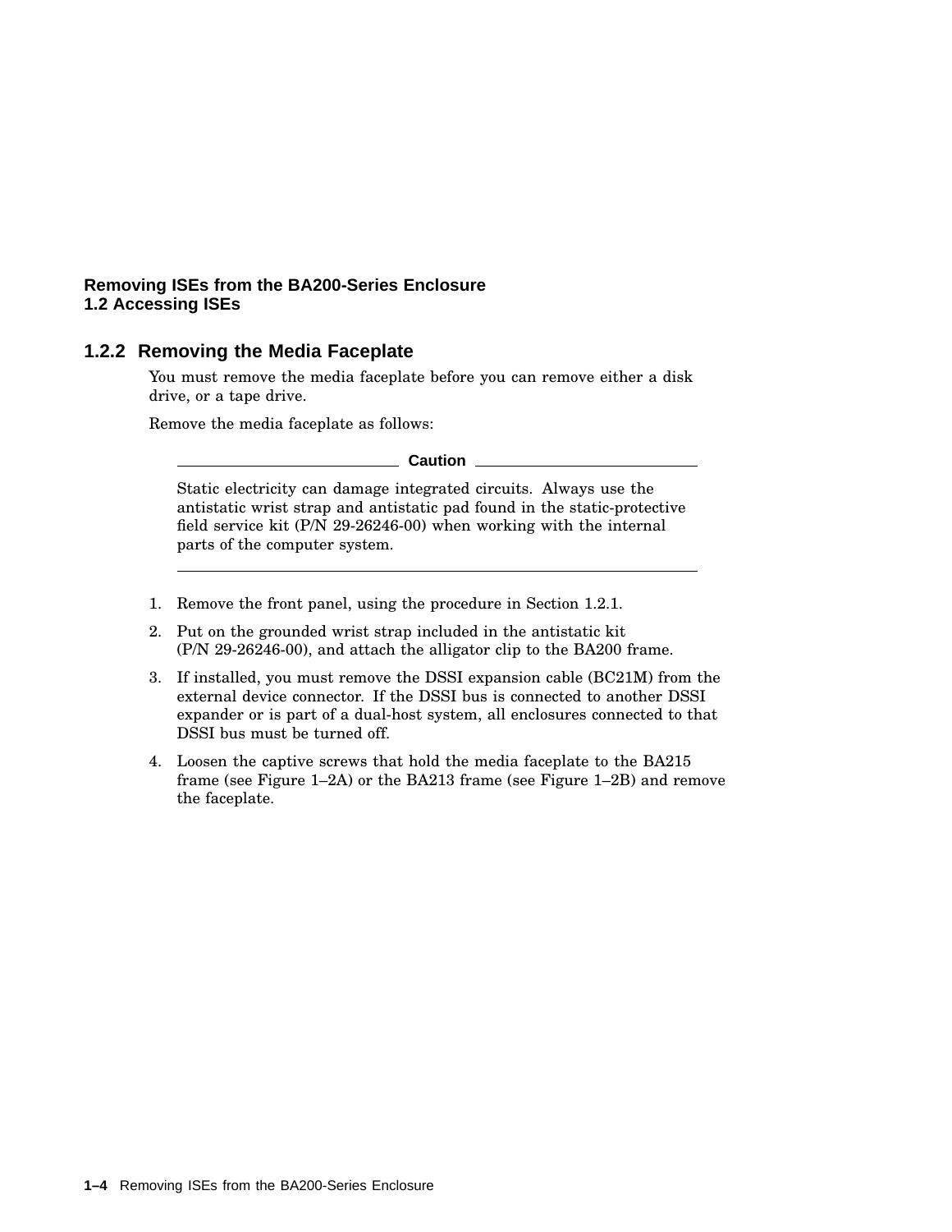### 1.2.2 Removing the Media Faceplate

You must remove the media faceplate before you can remove either a disk drive, or a tape drive.

Remove the media faceplate as follows:

---

**Caution**

Static electricity can damage integrated circuits. Always use the antistatic wrist strap and antistatic pad found in the static-protective field service kit (P/N 29-26246-00) when working with the internal parts of the computer system.

---

1. Remove the front panel, using the procedure in Section 1.2.1.
2. Put on the grounded wrist strap included in the antistatic kit (P/N 29-26246-00), and attach the alligator clip to the BA200 frame.
3. If installed, you must remove the DSSI expansion cable (BC21M) from the external device connector. If the DSSI bus is connected to another DSSI expander or is part of a dual-host system, all enclosures connected to that DSSI bus must be turned off.
4. Loosen the captive screws that hold the media faceplate to the BA215 frame (see Figure 1–2A) or the BA213 frame (see Figure 1–2B) and remove the faceplate.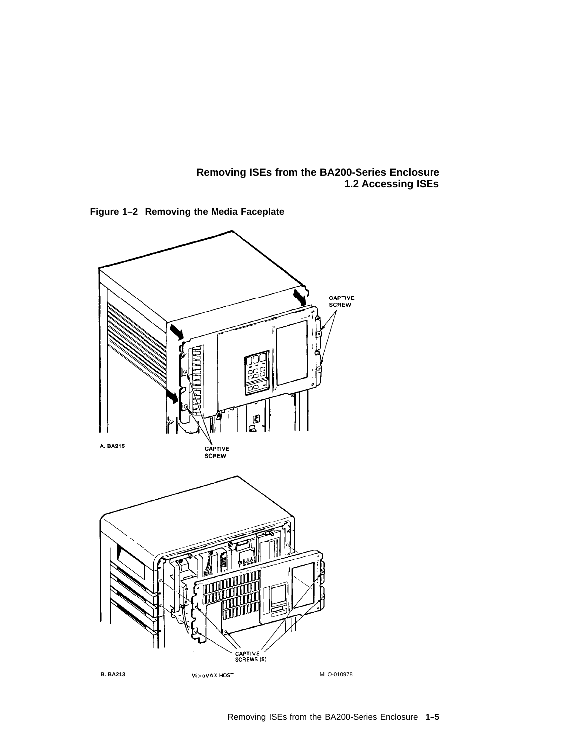**Figure 1–2 Removing the Media Faceplate**

A. BA215

CAPTIVE SCREW

CAPTIVE SCREW

B. BA213

MicroVAX HOST

CAPTIVE SCREWS (5)

MLO-010978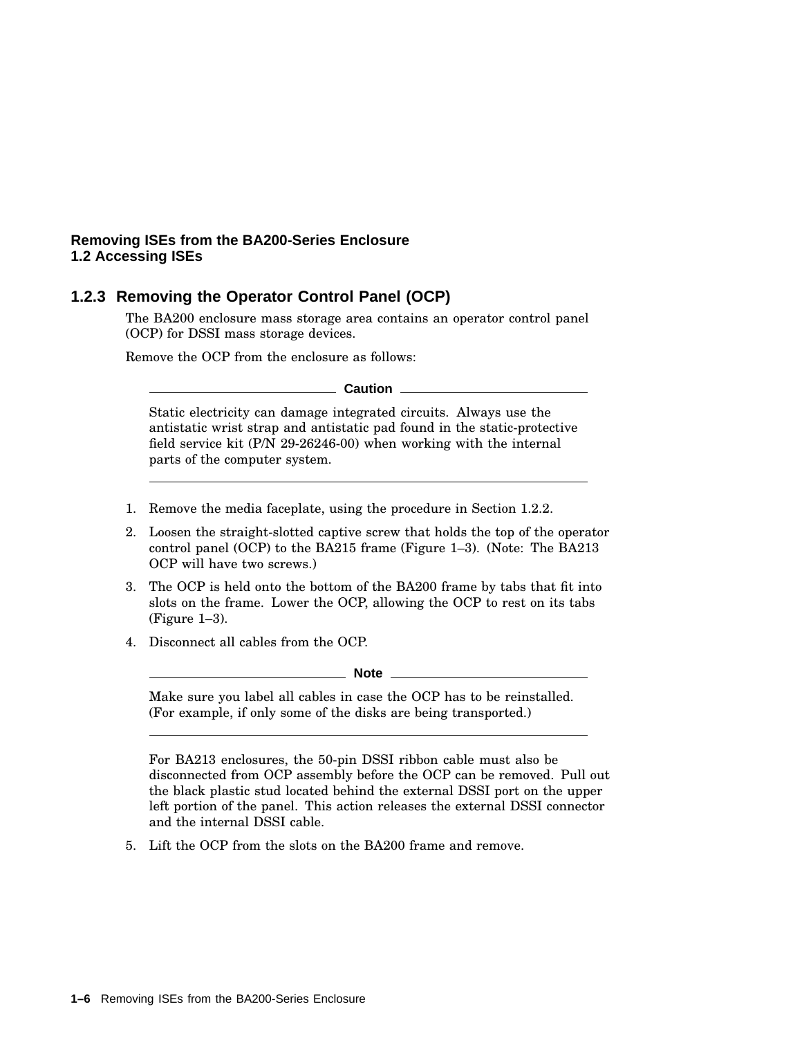### 1.2.3 Removing the Operator Control Panel (OCP)

The BA200 enclosure mass storage area contains an operator control panel (OCP) for DSSI mass storage devices.

Remove the OCP from the enclosure as follows:

---

**Caution**

Static electricity can damage integrated circuits. Always use the antistatic wrist strap and antistatic pad found in the static-protective field service kit (P/N 29-26246-00) when working with the internal parts of the computer system.

---

1. Remove the media faceplate, using the procedure in Section 1.2.2.
2. Loosen the straight-slotted captive screw that holds the top of the operator control panel (OCP) to the BA215 frame (Figure 1–3). (Note: The BA213 OCP will have two screws.)
3. The OCP is held onto the bottom of the BA200 frame by tabs that fit into slots on the frame. Lower the OCP, allowing the OCP to rest on its tabs (Figure 1–3).
4. Disconnect all cables from the OCP.

   ---

   **Note**

   Make sure you label all cables in case the OCP has to be reinstalled. (For example, if only some of the disks are being transported.)

   ---

   For BA213 enclosures, the 50-pin DSSI ribbon cable must also be disconnected from OCP assembly before the OCP can be removed. Pull out the black plastic stud located behind the external DSSI port on the upper left portion of the panel. This action releases the external DSSI connector and the internal DSSI cable.

5. Lift the OCP from the slots on the BA200 frame and remove.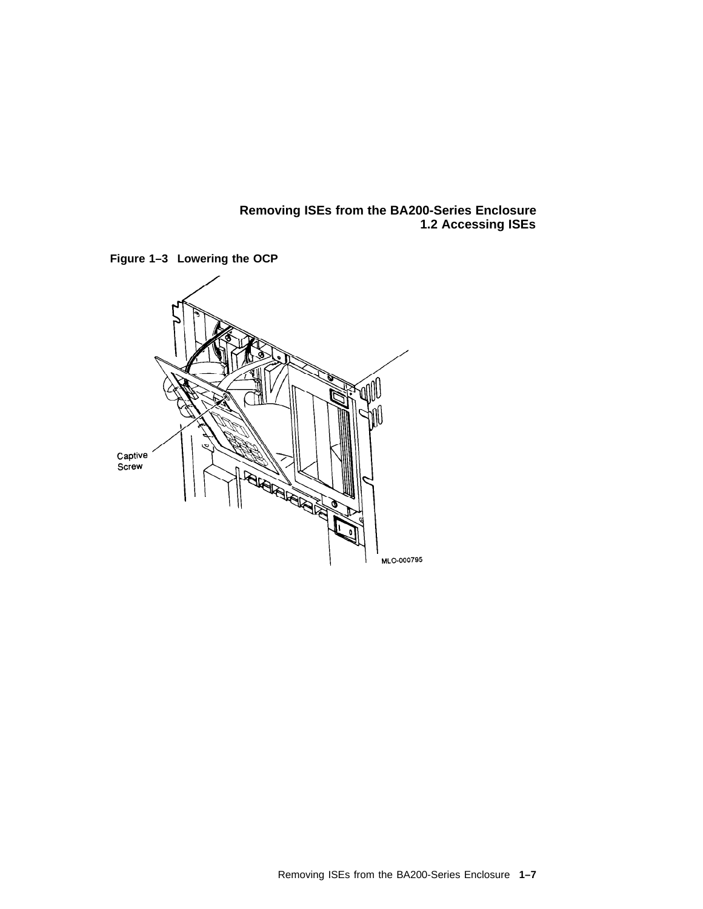**Figure 1–3 Lowering the OCP**

Captive Screw

MLO-000795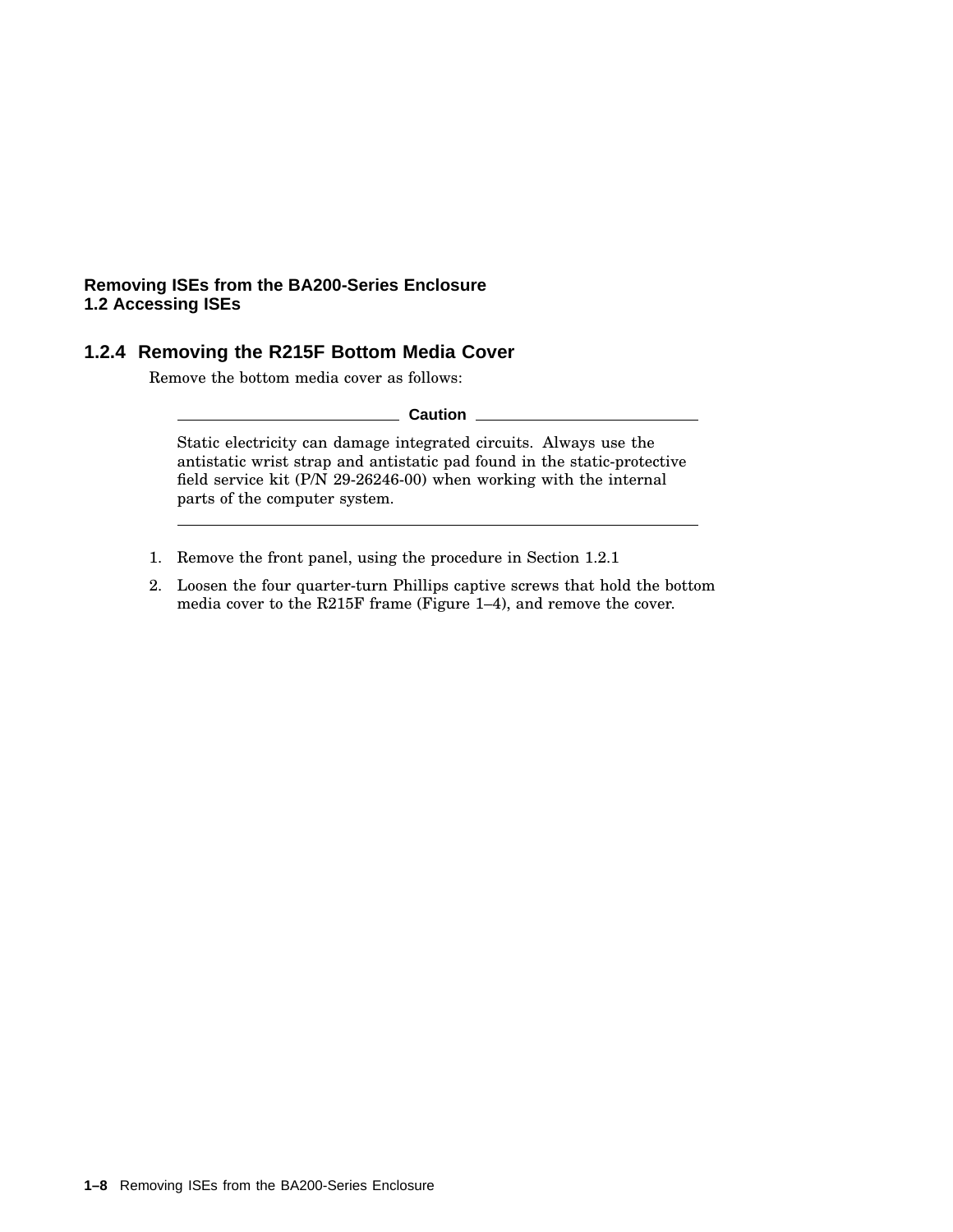### 1.2.4 Removing the R215F Bottom Media Cover

Remove the bottom media cover as follows:

**Caution**

Static electricity can damage integrated circuits. Always use the antistatic wrist strap and antistatic pad found in the static-protective field service kit (P/N 29-26246-00) when working with the internal parts of the computer system.

---

1. Remove the front panel, using the procedure in Section 1.2.1
2. Loosen the four quarter-turn Phillips captive screws that hold the bottom media cover to the R215F frame (Figure 1–4), and remove the cover.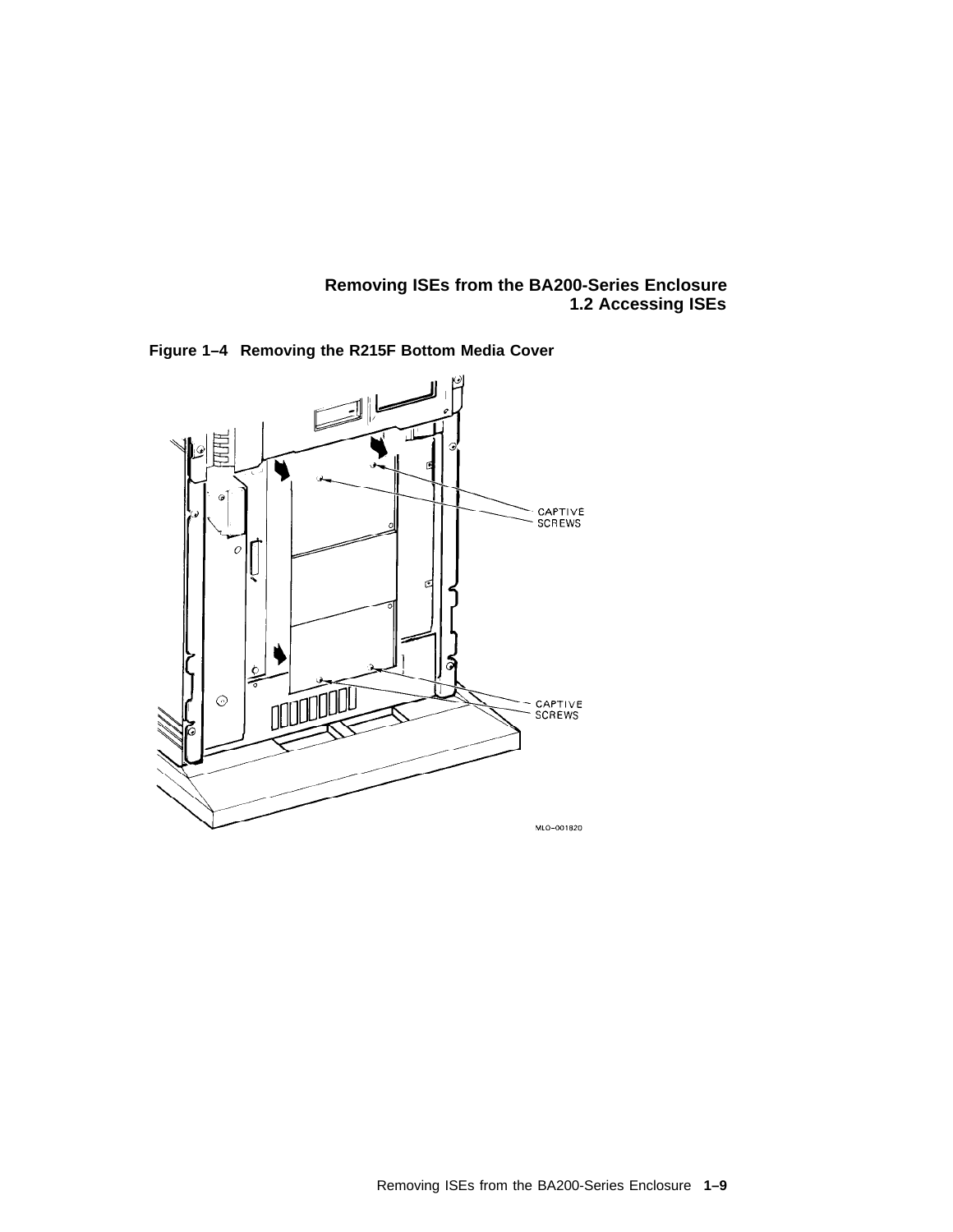**Figure 1–4 Removing the R215F Bottom Media Cover**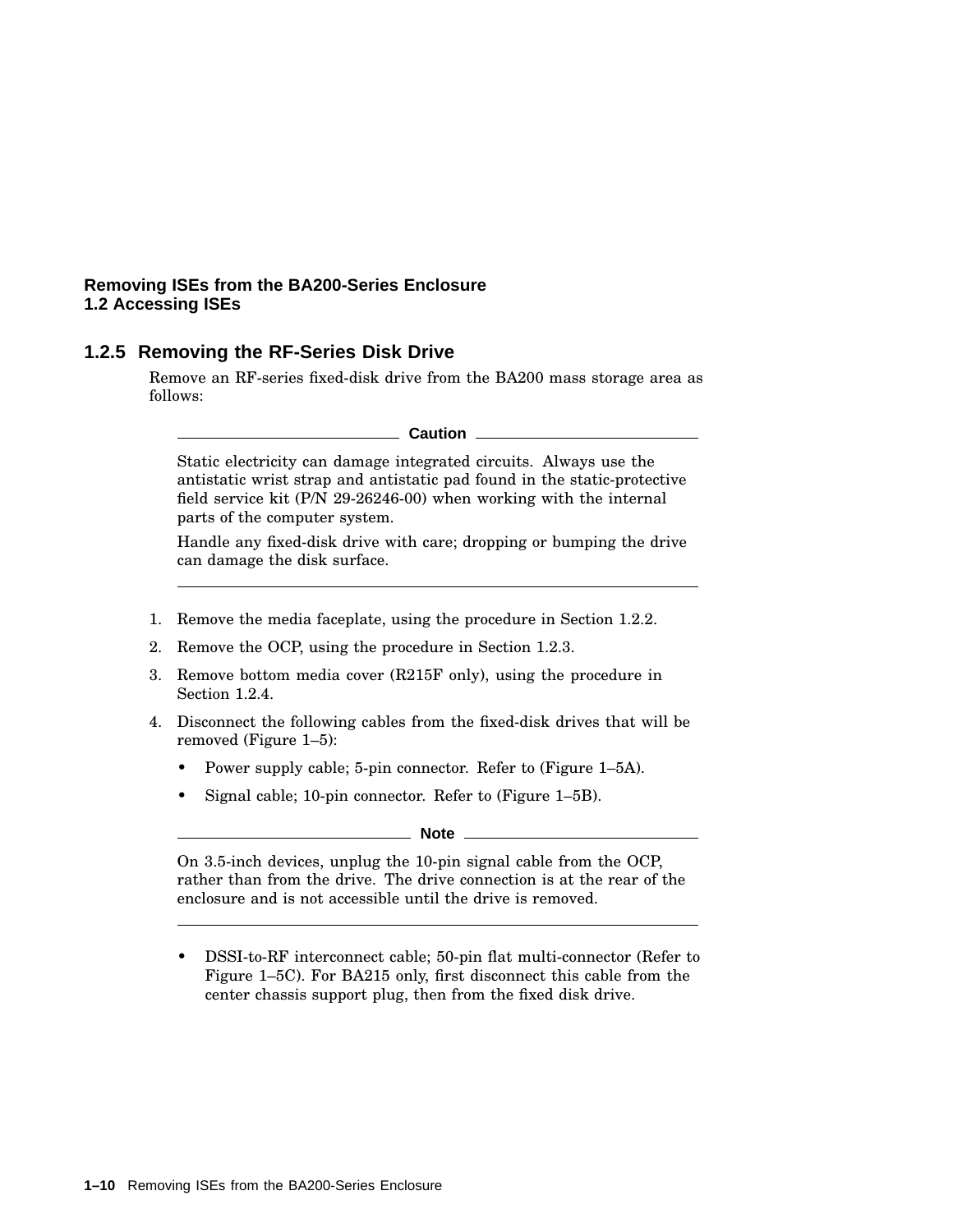### 1.2.5 Removing the RF-Series Disk Drive

Remove an RF-series fixed-disk drive from the BA200 mass storage area as follows:

---

**Caution**

Static electricity can damage integrated circuits. Always use the antistatic wrist strap and antistatic pad found in the static-protective field service kit (P/N 29-26246-00) when working with the internal parts of the computer system.

Handle any fixed-disk drive with care; dropping or bumping the drive can damage the disk surface.

---

1. Remove the media faceplate, using the procedure in Section 1.2.2.
2. Remove the OCP, using the procedure in Section 1.2.3.
3. Remove bottom media cover (R215F only), using the procedure in Section 1.2.4.
4. Disconnect the following cables from the fixed-disk drives that will be removed (Figure 1–5):
   - Power supply cable; 5-pin connector. Refer to (Figure 1–5A).
   - Signal cable; 10-pin connector. Refer to (Figure 1–5B).

   ---

   **Note**

   On 3.5-inch devices, unplug the 10-pin signal cable from the OCP, rather than from the drive. The drive connection is at the rear of the enclosure and is not accessible until the drive is removed.

   ---

   - DSSI-to-RF interconnect cable; 50-pin flat multi-connector (Refer to Figure 1–5C). For BA215 only, first disconnect this cable from the center chassis support plug, then from the fixed disk drive.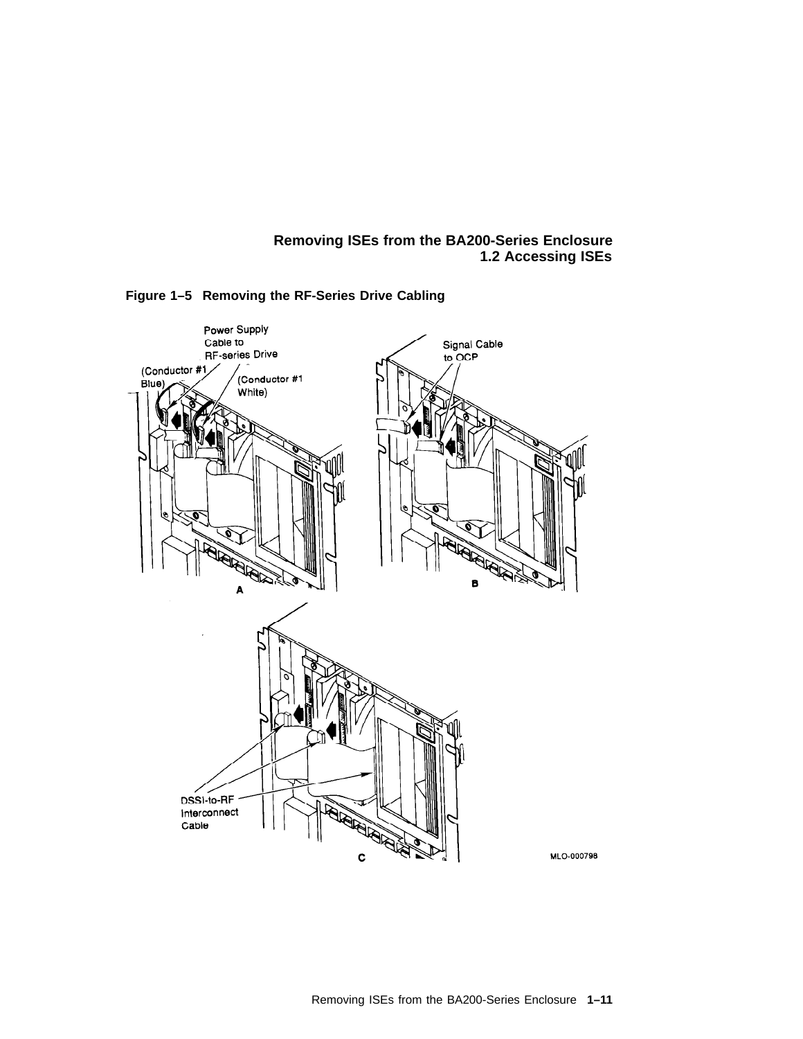**Figure 1–5 Removing the RF-Series Drive Cabling**

Power Supply Cable to RF-series Drive

(Conductor #1 Blue)

(Conductor #1 White)

Signal Cable to OCP

A

B

DSSI-to-RF Interconnect Cable

C

MLO-000798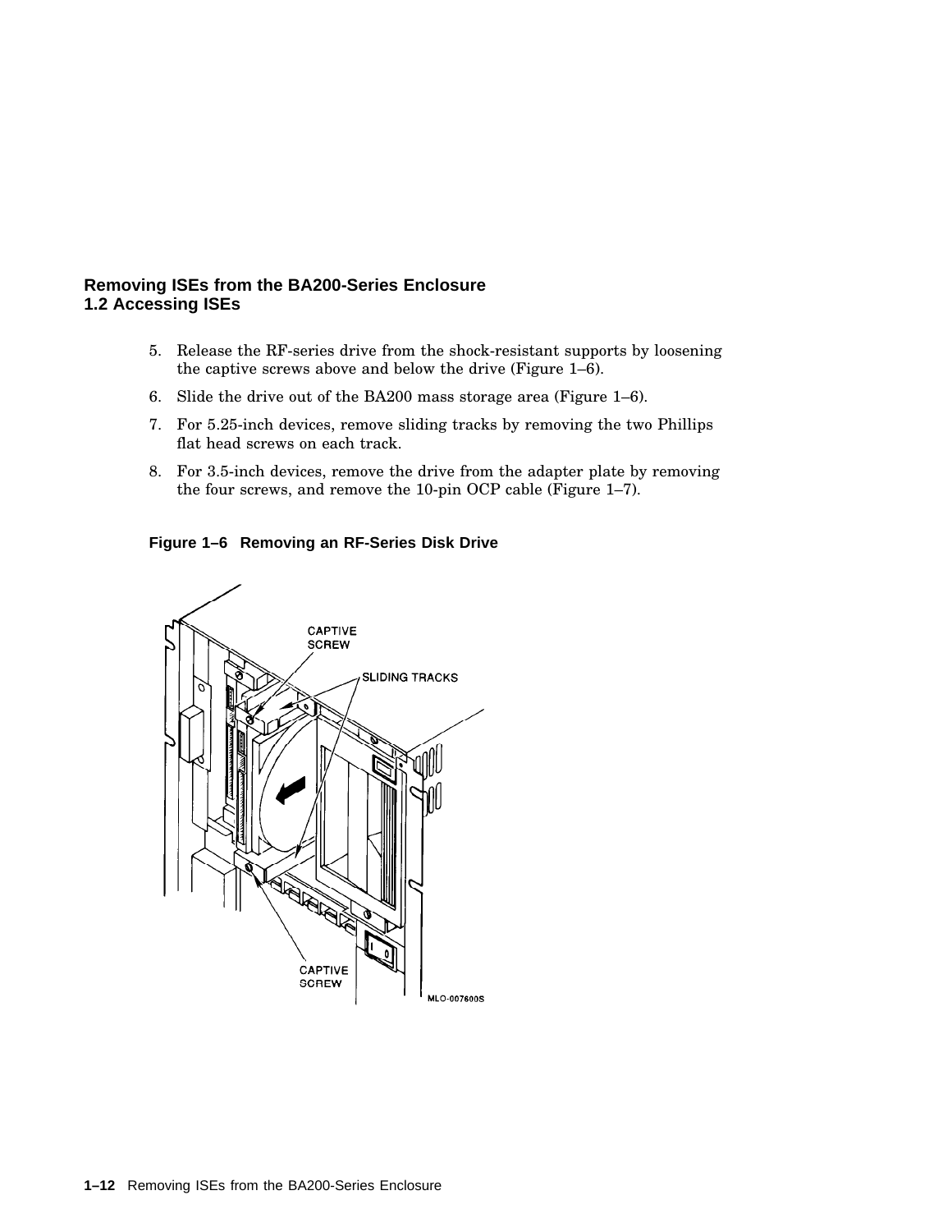5. Release the RF-series drive from the shock-resistant supports by loosening the captive screws above and below the drive (Figure 1–6).
6. Slide the drive out of the BA200 mass storage area (Figure 1–6).
7. For 5.25-inch devices, remove sliding tracks by removing the two Phillips flat head screws on each track.
8. For 3.5-inch devices, remove the drive from the adapter plate by removing the four screws, and remove the 10-pin OCP cable (Figure 1–7).

**Figure 1–6 Removing an RF-Series Disk Drive**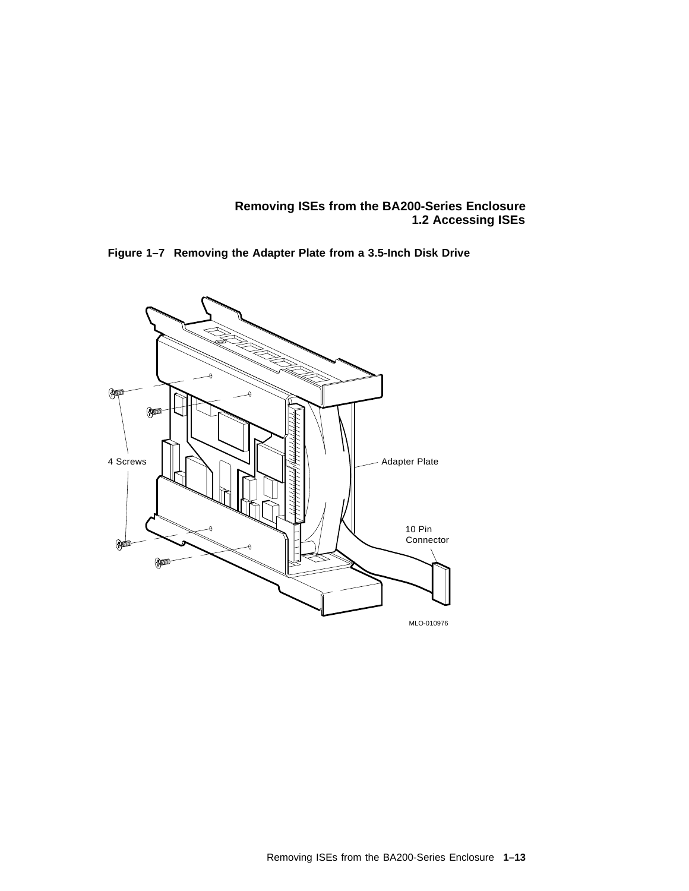**Figure 1–7 Removing the Adapter Plate from a 3.5-Inch Disk Drive**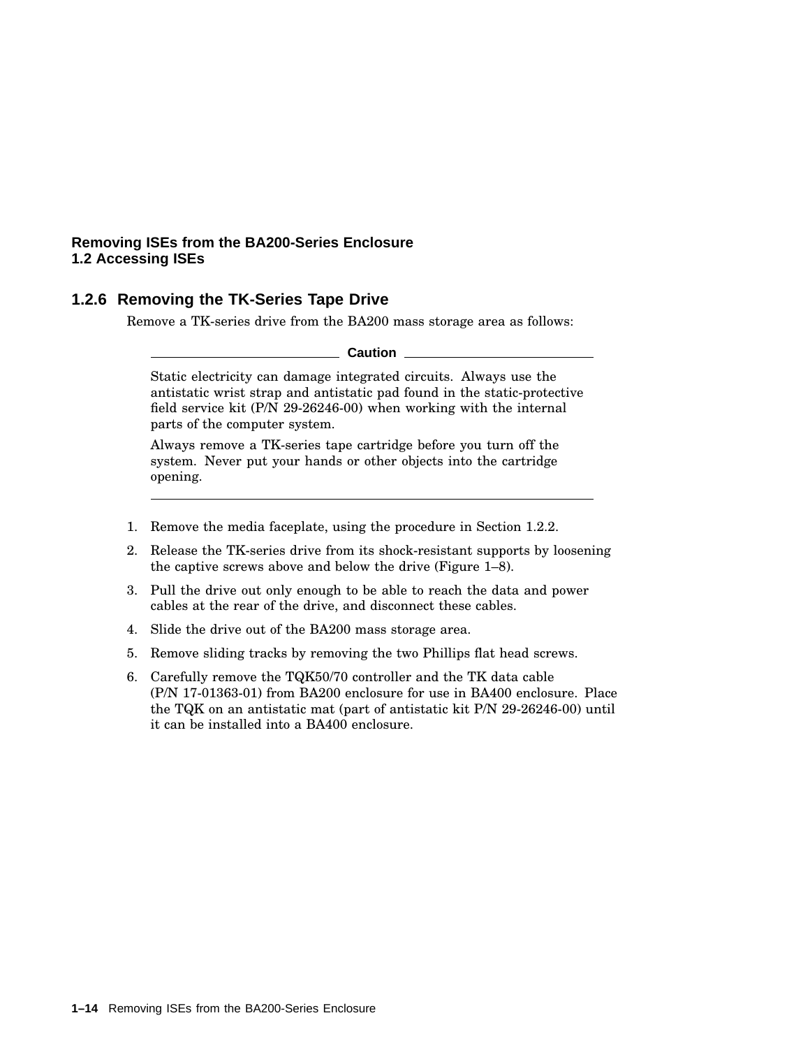### 1.2.6 Removing the TK-Series Tape Drive

Remove a TK-series drive from the BA200 mass storage area as follows:

**Caution**

Static electricity can damage integrated circuits. Always use the antistatic wrist strap and antistatic pad found in the static-protective field service kit (P/N 29-26246-00) when working with the internal parts of the computer system.

Always remove a TK-series tape cartridge before you turn off the system. Never put your hands or other objects into the cartridge opening.

---

1. Remove the media faceplate, using the procedure in Section 1.2.2.
2. Release the TK-series drive from its shock-resistant supports by loosening the captive screws above and below the drive (Figure 1–8).
3. Pull the drive out only enough to be able to reach the data and power cables at the rear of the drive, and disconnect these cables.
4. Slide the drive out of the BA200 mass storage area.
5. Remove sliding tracks by removing the two Phillips flat head screws.
6. Carefully remove the TQK50/70 controller and the TK data cable (P/N 17-01363-01) from BA200 enclosure for use in BA400 enclosure. Place the TQK on an antistatic mat (part of antistatic kit P/N 29-26246-00) until it can be installed into a BA400 enclosure.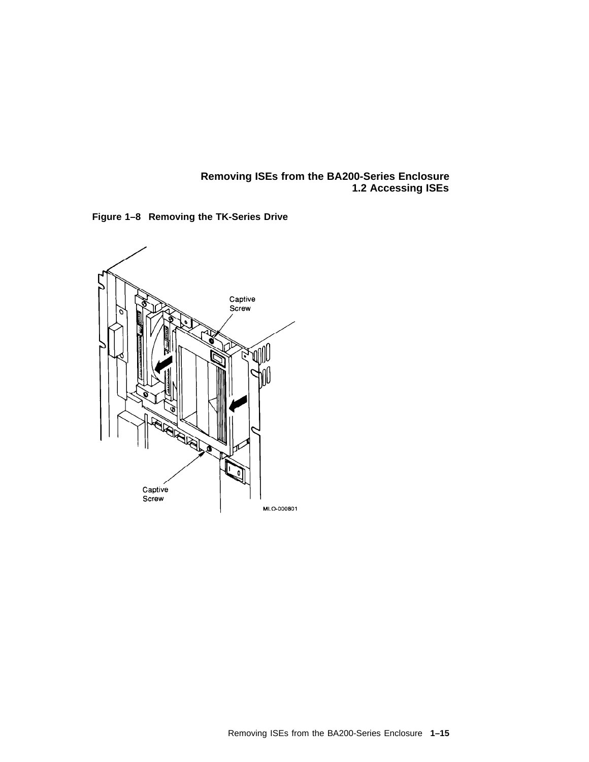**Figure 1–8 Removing the TK-Series Drive**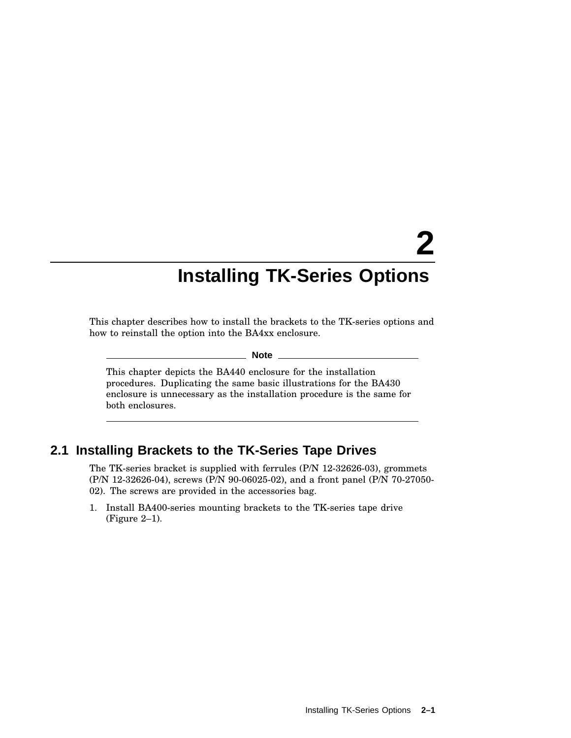# 2 Installing TK-Series Options

This chapter describes how to install the brackets to the TK-series options and how to reinstall the option into the BA4xx enclosure.

**Note**

This chapter depicts the BA440 enclosure for the installation procedures. Duplicating the same basic illustrations for the BA430 enclosure is unnecessary as the installation procedure is the same for both enclosures.

## 2.1 Installing Brackets to the TK-Series Tape Drives

The TK-series bracket is supplied with ferrules (P/N 12-32626-03), grommets (P/N 12-32626-04), screws (P/N 90-06025-02), and a front panel (P/N 70-27050-02). The screws are provided in the accessories bag.

1. Install BA400-series mounting brackets to the TK-series tape drive (Figure 2–1).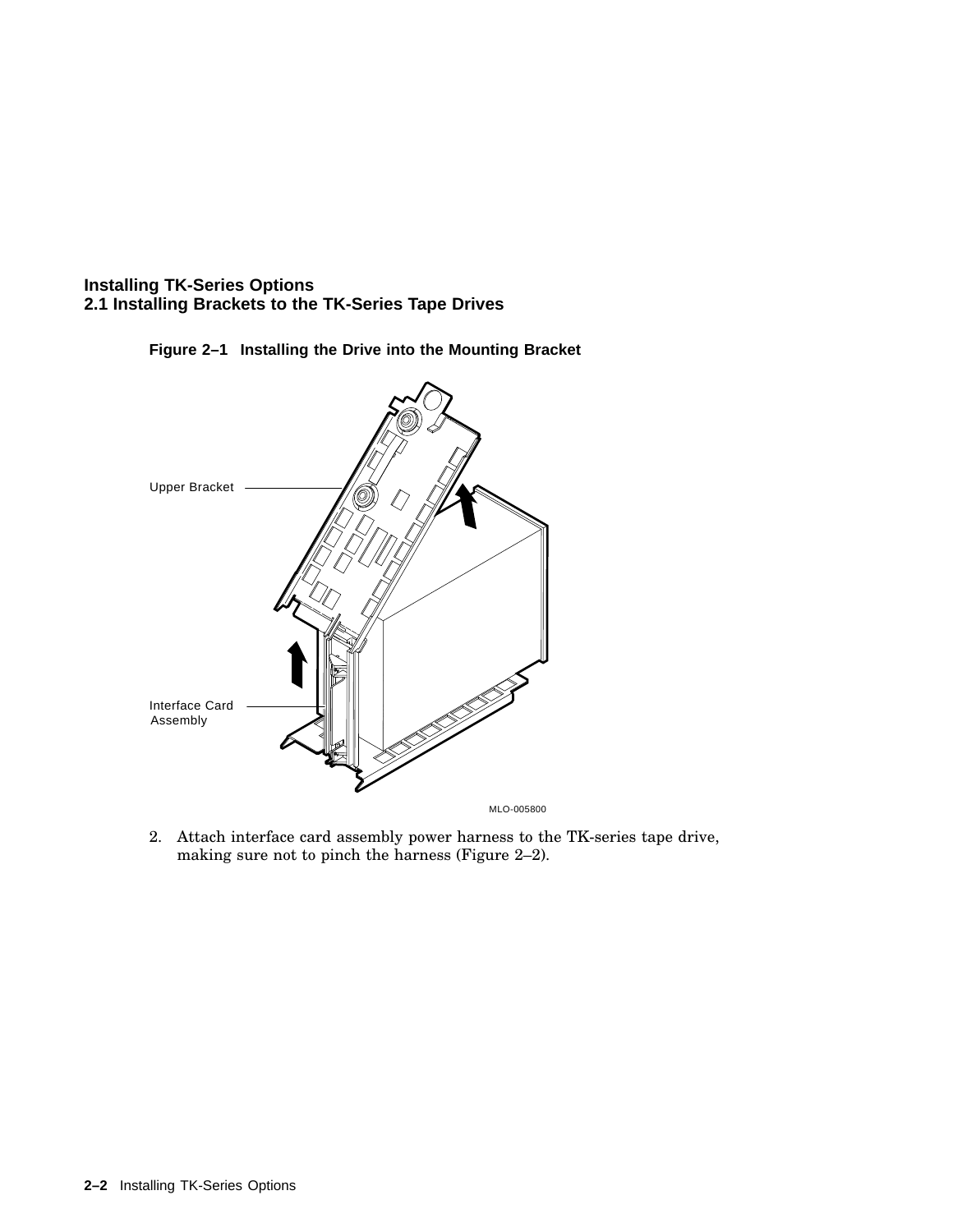Figure 2–1 Installing the Drive into the Mounting Bracket

2. Attach interface card assembly power harness to the TK-series tape drive, making sure not to pinch the harness (Figure 2–2).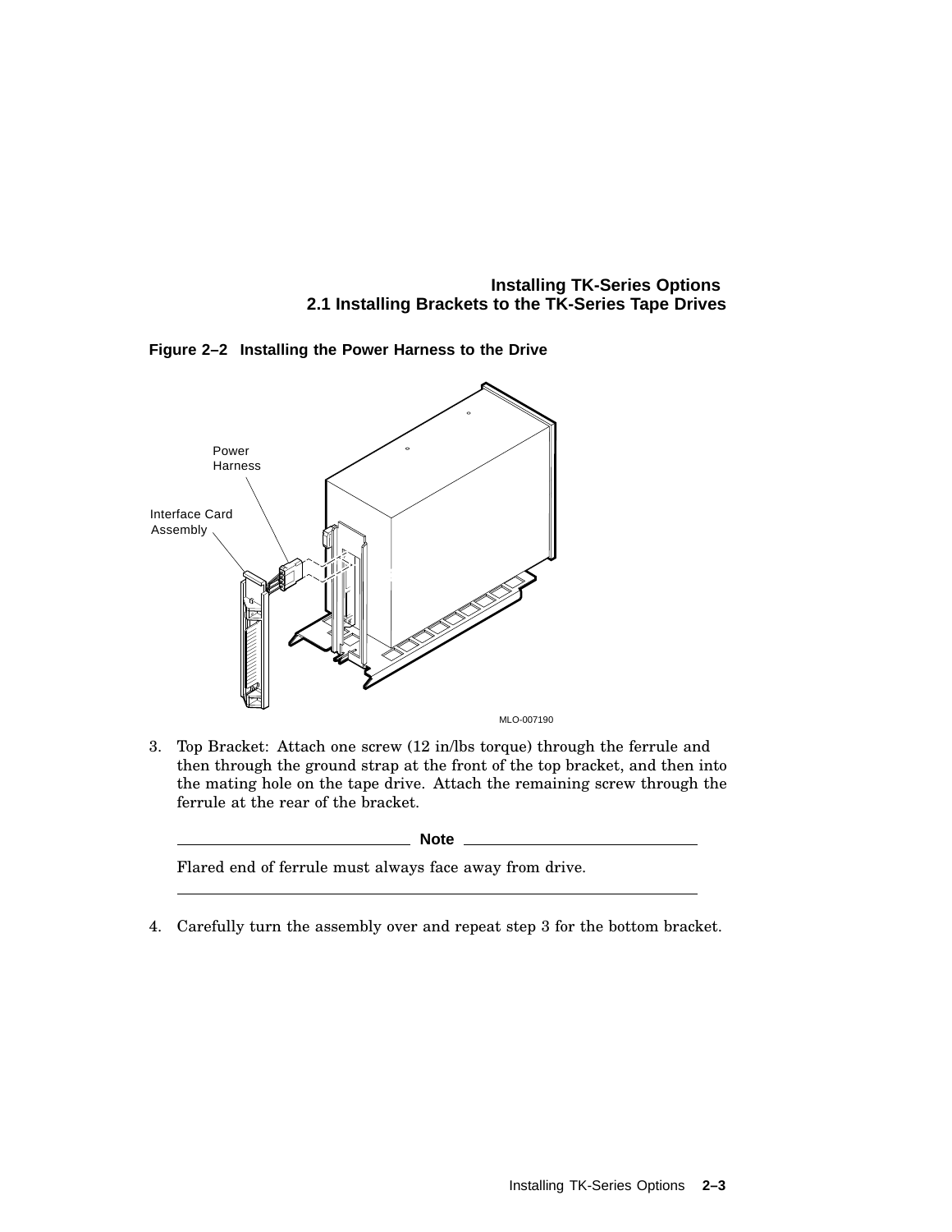**Figure 2–2 Installing the Power Harness to the Drive**

3. Top Bracket: Attach one screw (12 in/lbs torque) through the ferrule and then through the ground strap at the front of the top bracket, and then into the mating hole on the tape drive. Attach the remaining screw through the ferrule at the rear of the bracket.

---

**Note**

Flared end of ferrule must always face away from drive.

---

4. Carefully turn the assembly over and repeat step 3 for the bottom bracket.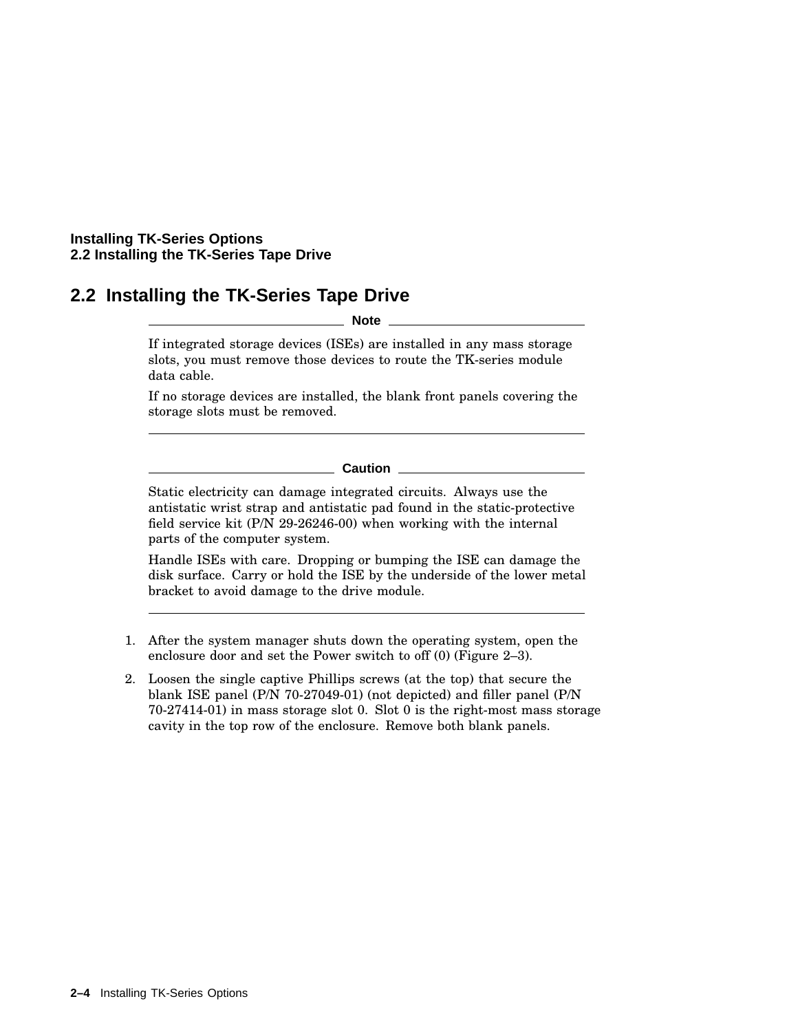## 2.2 Installing the TK-Series Tape Drive

**Note**

If integrated storage devices (ISEs) are installed in any mass storage slots, you must remove those devices to route the TK-series module data cable.

If no storage devices are installed, the blank front panels covering the storage slots must be removed.

---

**Caution**

Static electricity can damage integrated circuits. Always use the antistatic wrist strap and antistatic pad found in the static-protective field service kit (P/N 29-26246-00) when working with the internal parts of the computer system.

Handle ISEs with care. Dropping or bumping the ISE can damage the disk surface. Carry or hold the ISE by the underside of the lower metal bracket to avoid damage to the drive module.

---

1. After the system manager shuts down the operating system, open the enclosure door and set the Power switch to off (0) (Figure 2–3).
2. Loosen the single captive Phillips screws (at the top) that secure the blank ISE panel (P/N 70-27049-01) (not depicted) and filler panel (P/N 70-27414-01) in mass storage slot 0. Slot 0 is the right-most mass storage cavity in the top row of the enclosure. Remove both blank panels.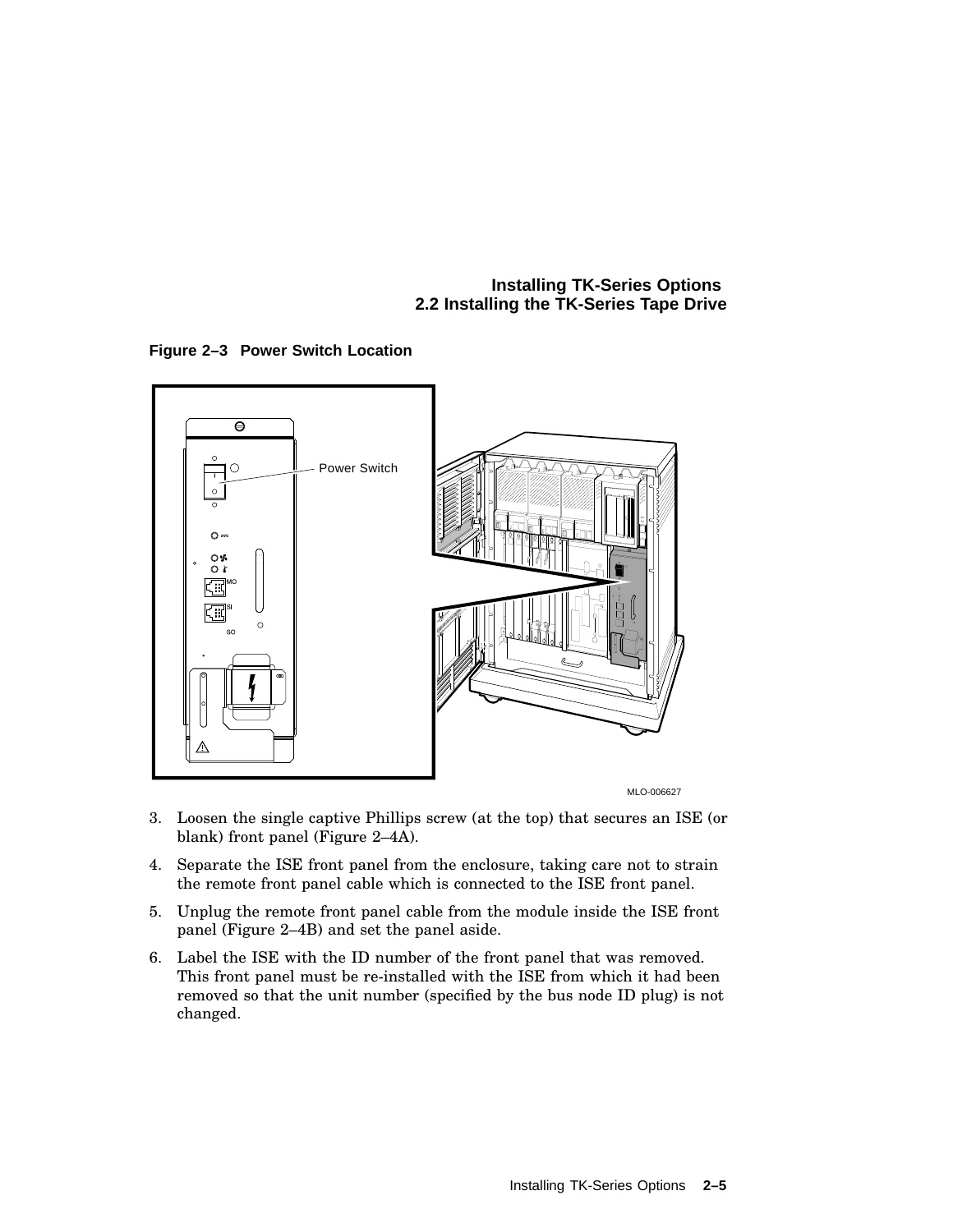**Figure 2–3 Power Switch Location**

3. Loosen the single captive Phillips screw (at the top) that secures an ISE (or blank) front panel (Figure 2–4A).
4. Separate the ISE front panel from the enclosure, taking care not to strain the remote front panel cable which is connected to the ISE front panel.
5. Unplug the remote front panel cable from the module inside the ISE front panel (Figure 2–4B) and set the panel aside.
6. Label the ISE with the ID number of the front panel that was removed. This front panel must be re-installed with the ISE from which it had been removed so that the unit number (specified by the bus node ID plug) is not changed.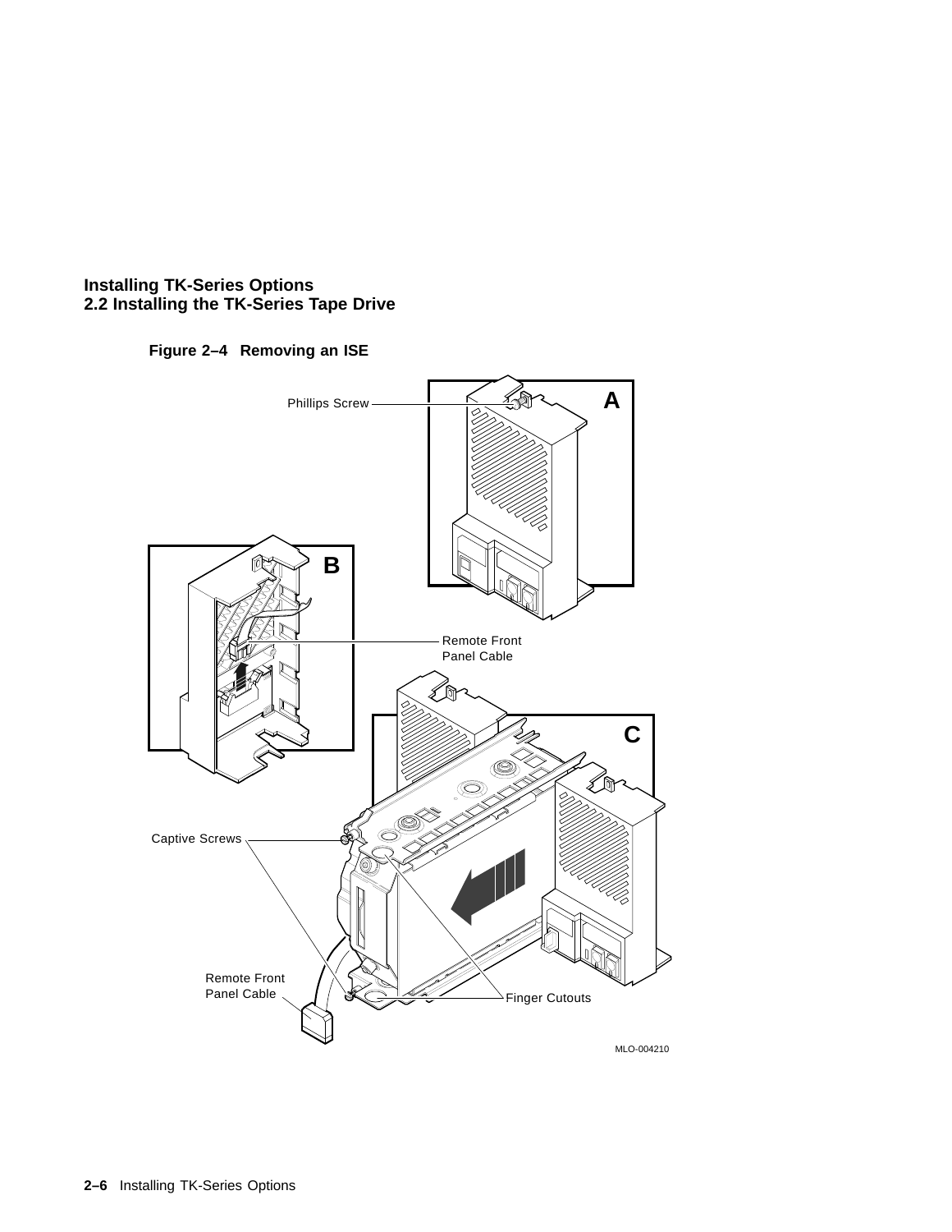Figure 2–4 Removing an ISE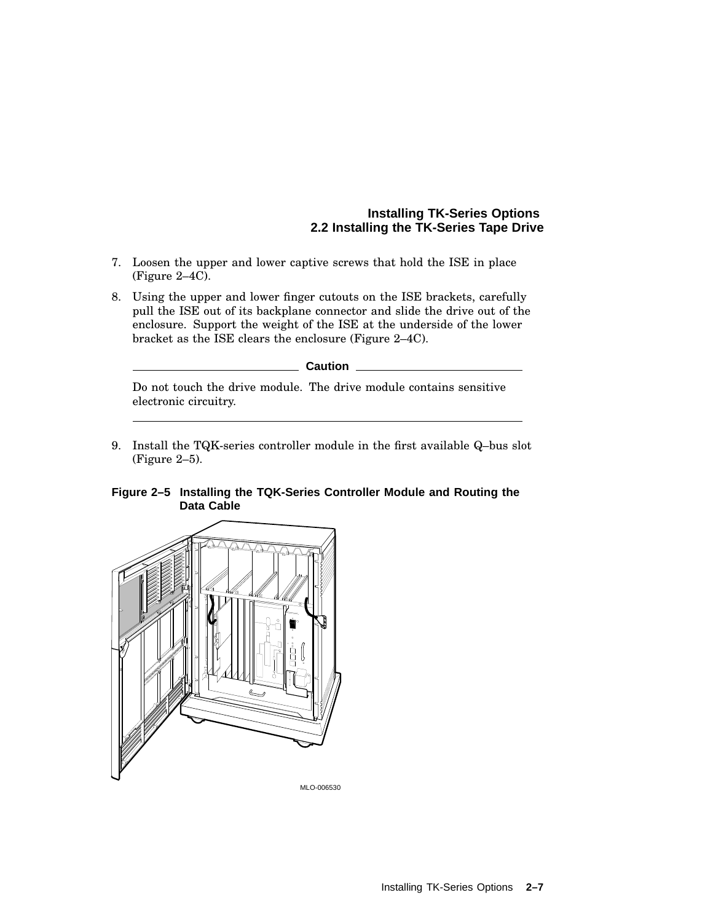7. Loosen the upper and lower captive screws that hold the ISE in place (Figure 2–4C).
8. Using the upper and lower finger cutouts on the ISE brackets, carefully pull the ISE out of its backplane connector and slide the drive out of the enclosure. Support the weight of the ISE at the underside of the lower bracket as the ISE clears the enclosure (Figure 2–4C).

**Caution**

Do not touch the drive module. The drive module contains sensitive electronic circuitry.

9. Install the TQK-series controller module in the first available Q–bus slot (Figure 2–5).

**Figure 2–5 Installing the TQK-Series Controller Module and Routing the Data Cable**

MLO-006530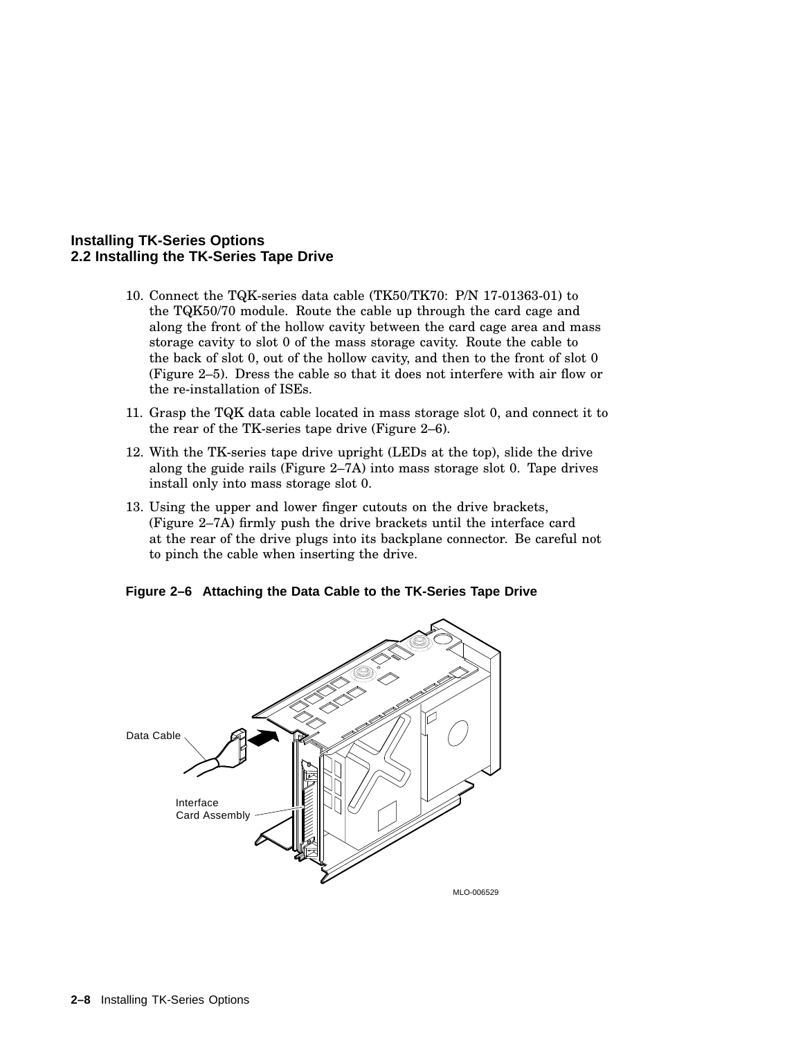10. Connect the TQK-series data cable (TK50/TK70: P/N 17-01363-01) to the TQK50/70 module. Route the cable up through the card cage and along the front of the hollow cavity between the card cage area and mass storage cavity to slot 0 of the mass storage cavity. Route the cable to the back of slot 0, out of the hollow cavity, and then to the front of slot 0 (Figure 2–5). Dress the cable so that it does not interfere with air flow or the re-installation of ISEs.
11. Grasp the TQK data cable located in mass storage slot 0, and connect it to the rear of the TK-series tape drive (Figure 2–6).
12. With the TK-series tape drive upright (LEDs at the top), slide the drive along the guide rails (Figure 2–7A) into mass storage slot 0. Tape drives install only into mass storage slot 0.
13. Using the upper and lower finger cutouts on the drive brackets, (Figure 2–7A) firmly push the drive brackets until the interface card at the rear of the drive plugs into its backplane connector. Be careful not to pinch the cable when inserting the drive.

**Figure 2–6 Attaching the Data Cable to the TK-Series Tape Drive**

Data Cable

Interface Card Assembly

MLO-006529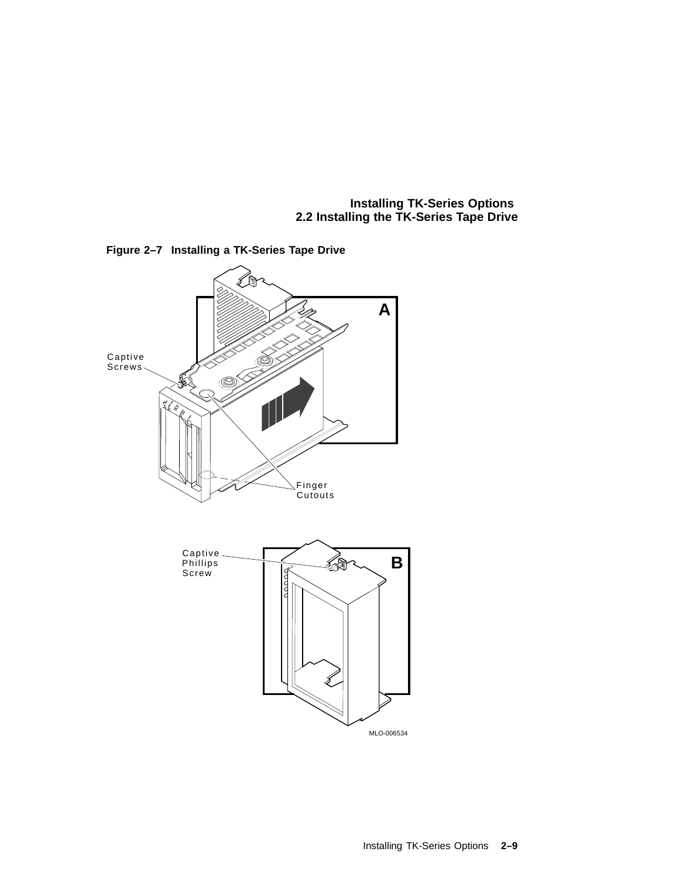**Figure 2–7 Installing a TK-Series Tape Drive**

Captive Screws

A

Finger Cutouts

Captive Phillips Screw

B

MLO-006534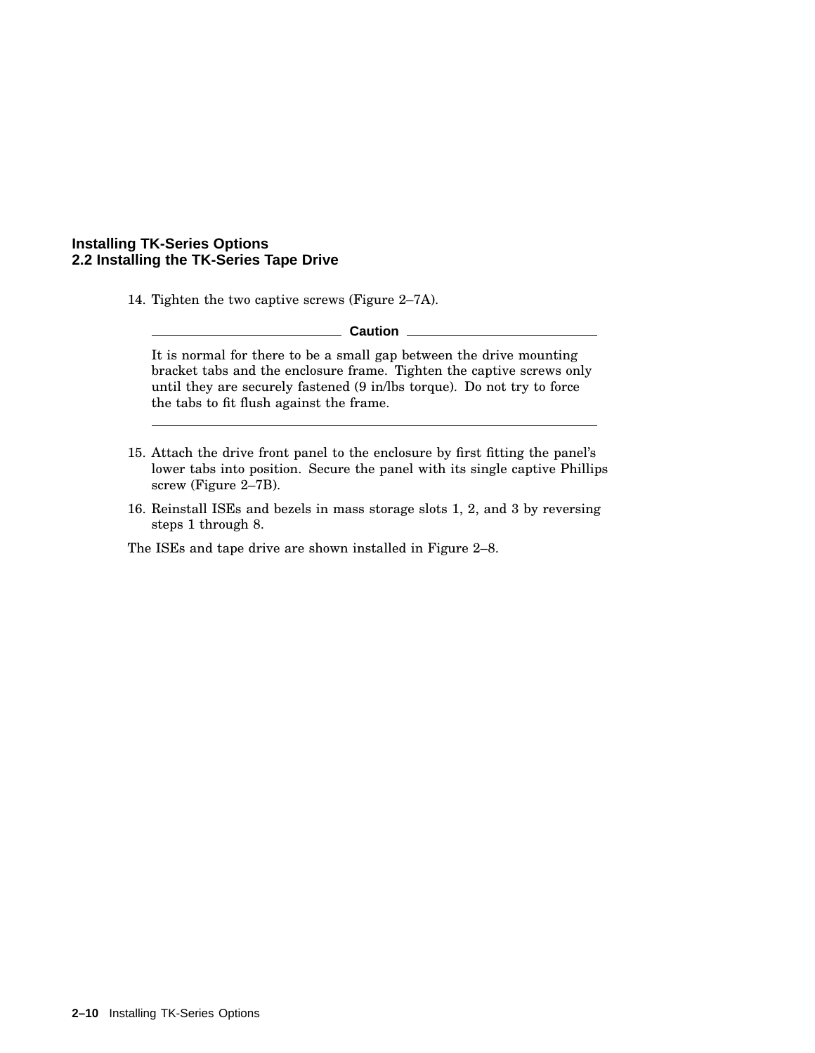14. Tighten the two captive screws (Figure 2–7A).

**Caution**

It is normal for there to be a small gap between the drive mounting bracket tabs and the enclosure frame. Tighten the captive screws only until they are securely fastened (9 in/lbs torque). Do not try to force the tabs to fit flush against the frame.

---

15. Attach the drive front panel to the enclosure by first fitting the panel's lower tabs into position. Secure the panel with its single captive Phillips screw (Figure 2–7B).
16. Reinstall ISEs and bezels in mass storage slots 1, 2, and 3 by reversing steps 1 through 8.

The ISEs and tape drive are shown installed in Figure 2–8.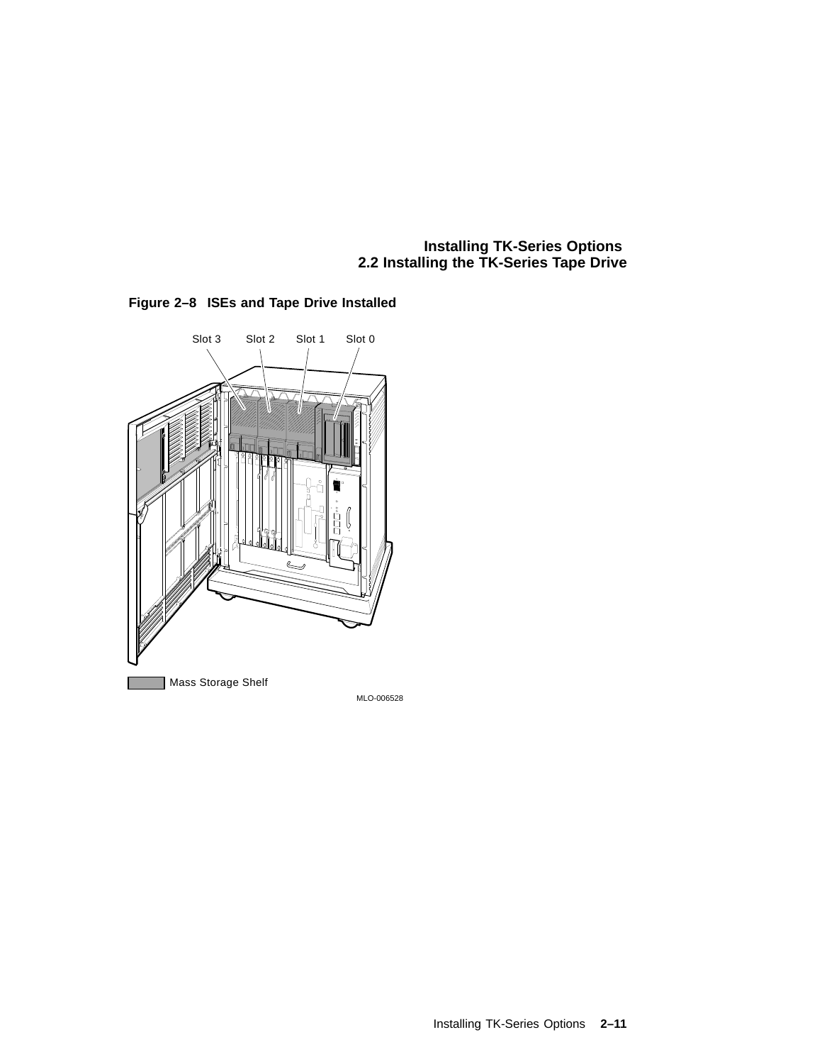**Figure 2–8 ISEs and Tape Drive Installed**

Slot 3 Slot 2 Slot 1 Slot 0

Mass Storage Shelf

MLO-006528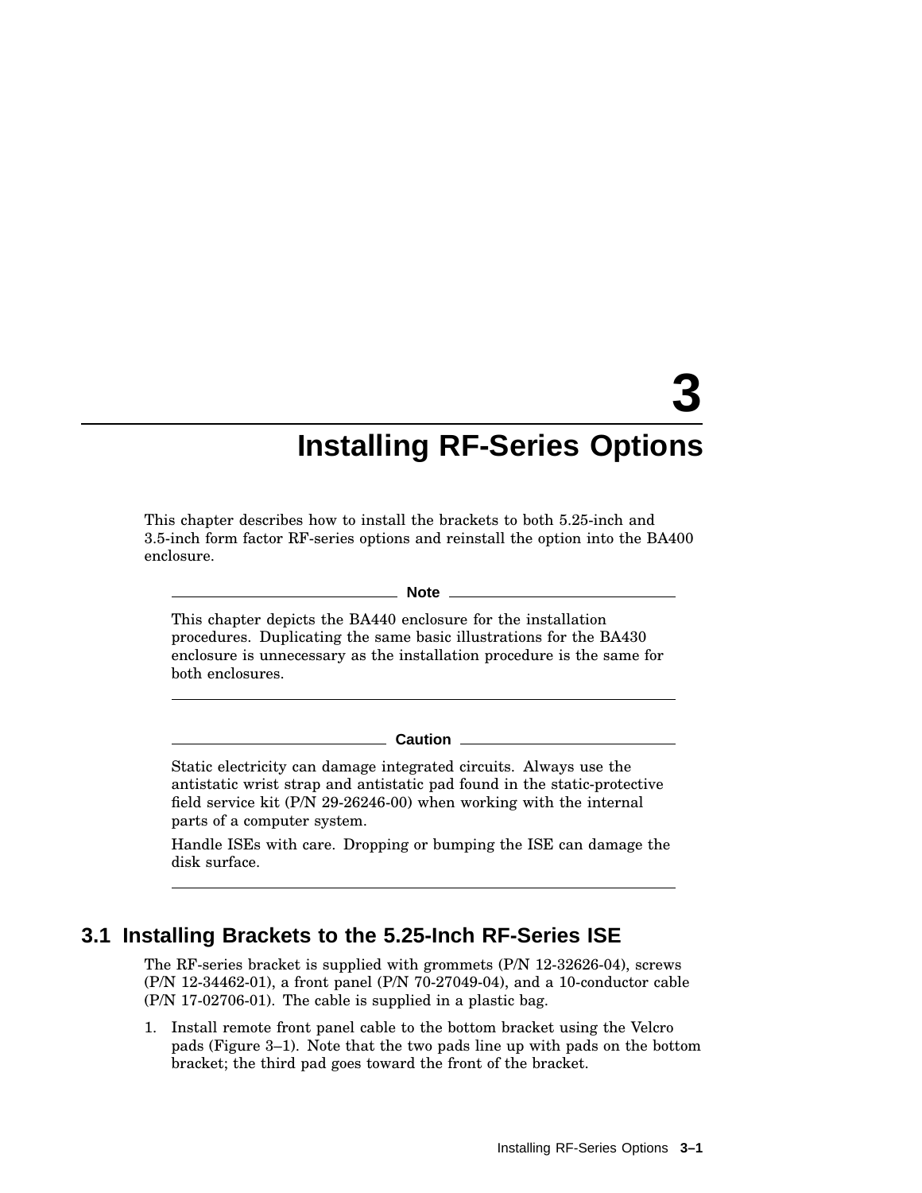# 3 Installing RF-Series Options

This chapter describes how to install the brackets to both 5.25-inch and 3.5-inch form factor RF-series options and reinstall the option into the BA400 enclosure.

---

**Note**

This chapter depicts the BA440 enclosure for the installation procedures. Duplicating the same basic illustrations for the BA430 enclosure is unnecessary as the installation procedure is the same for both enclosures.

---

**Caution**

Static electricity can damage integrated circuits. Always use the antistatic wrist strap and antistatic pad found in the static-protective field service kit (P/N 29-26246-00) when working with the internal parts of a computer system.

Handle ISEs with care. Dropping or bumping the ISE can damage the disk surface.

---

## 3.1 Installing Brackets to the 5.25-Inch RF-Series ISE

The RF-series bracket is supplied with grommets (P/N 12-32626-04), screws (P/N 12-34462-01), a front panel (P/N 70-27049-04), and a 10-conductor cable (P/N 17-02706-01). The cable is supplied in a plastic bag.

1. Install remote front panel cable to the bottom bracket using the Velcro pads (Figure 3–1). Note that the two pads line up with pads on the bottom bracket; the third pad goes toward the front of the bracket.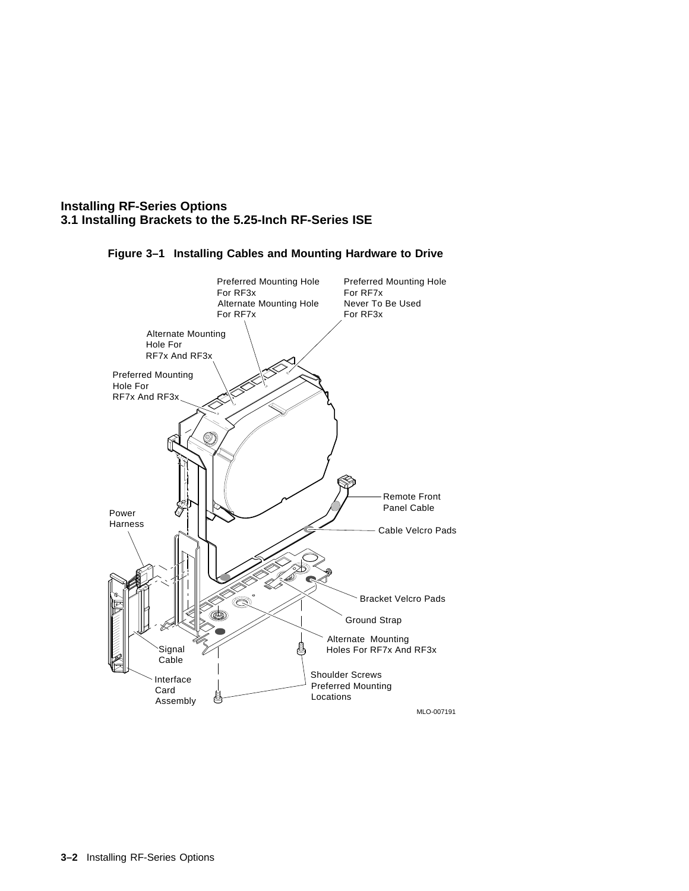**Figure 3–1 Installing Cables and Mounting Hardware to Drive**

Preferred Mounting Hole For RF3x Alternate Mounting Hole For RF7x

Preferred Mounting Hole For RF7x Never To Be Used For RF3x

Alternate Mounting Hole For RF7x And RF3x

Preferred Mounting Hole For RF7x And RF3x

Remote Front Panel Cable

Power Harness

Cable Velcro Pads

Bracket Velcro Pads

Ground Strap

Alternate Mounting Holes For RF7x And RF3x

Signal Cable

Interface Card Assembly

Shoulder Screws Preferred Mounting Locations

MLO-007191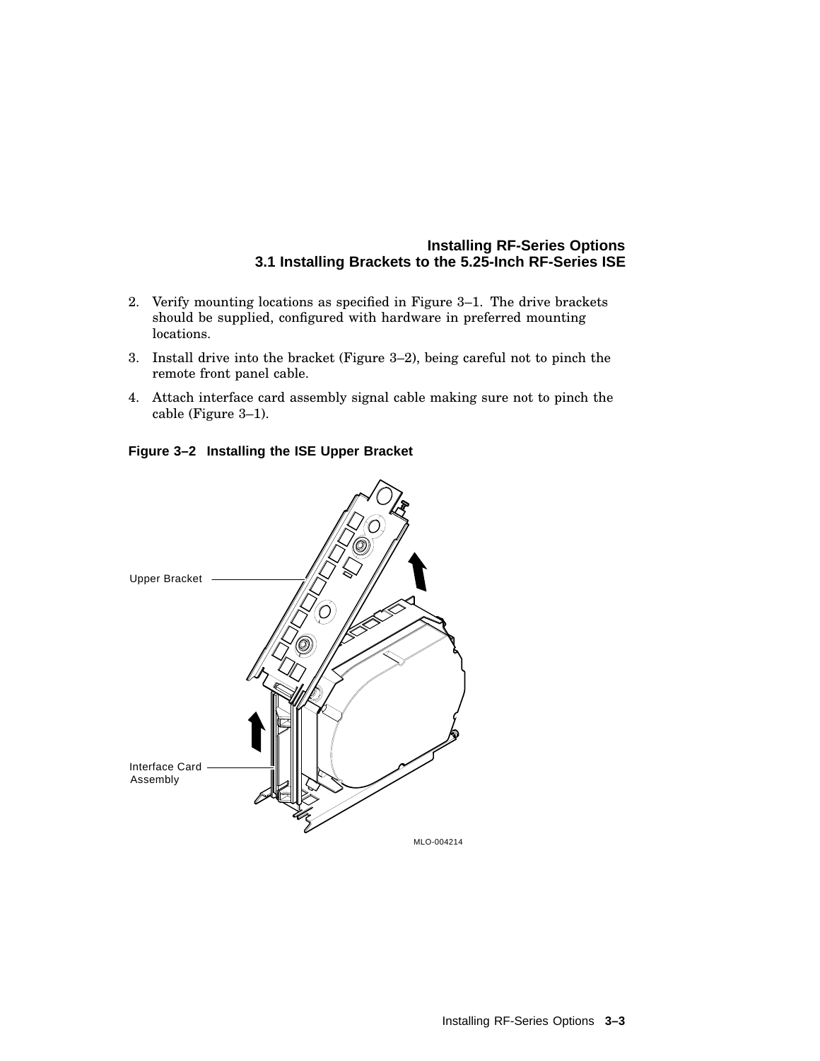2. Verify mounting locations as specified in Figure 3–1. The drive brackets should be supplied, configured with hardware in preferred mounting locations.
3. Install drive into the bracket (Figure 3–2), being careful not to pinch the remote front panel cable.
4. Attach interface card assembly signal cable making sure not to pinch the cable (Figure 3–1).

**Figure 3–2 Installing the ISE Upper Bracket**

Upper Bracket

Interface Card Assembly

MLO-004214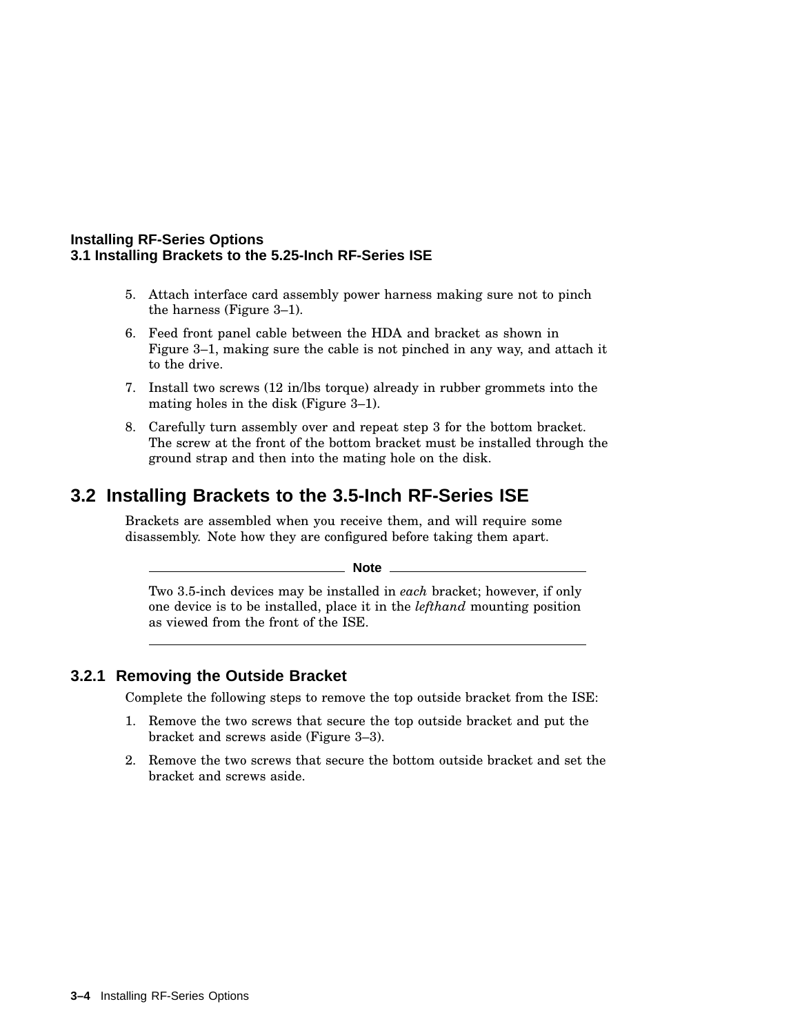5. Attach interface card assembly power harness making sure not to pinch the harness (Figure 3–1).
6. Feed front panel cable between the HDA and bracket as shown in Figure 3–1, making sure the cable is not pinched in any way, and attach it to the drive.
7. Install two screws (12 in/lbs torque) already in rubber grommets into the mating holes in the disk (Figure 3–1).
8. Carefully turn assembly over and repeat step 3 for the bottom bracket. The screw at the front of the bottom bracket must be installed through the ground strap and then into the mating hole on the disk.

## 3.2 Installing Brackets to the 3.5-Inch RF-Series ISE

Brackets are assembled when you receive them, and will require some disassembly. Note how they are configured before taking them apart.

---

**Note**

Two 3.5-inch devices may be installed in *each* bracket; however, if only one device is to be installed, place it in the *lefthand* mounting position as viewed from the front of the ISE.

---

### 3.2.1 Removing the Outside Bracket

Complete the following steps to remove the top outside bracket from the ISE:

1. Remove the two screws that secure the top outside bracket and put the bracket and screws aside (Figure 3–3).
2. Remove the two screws that secure the bottom outside bracket and set the bracket and screws aside.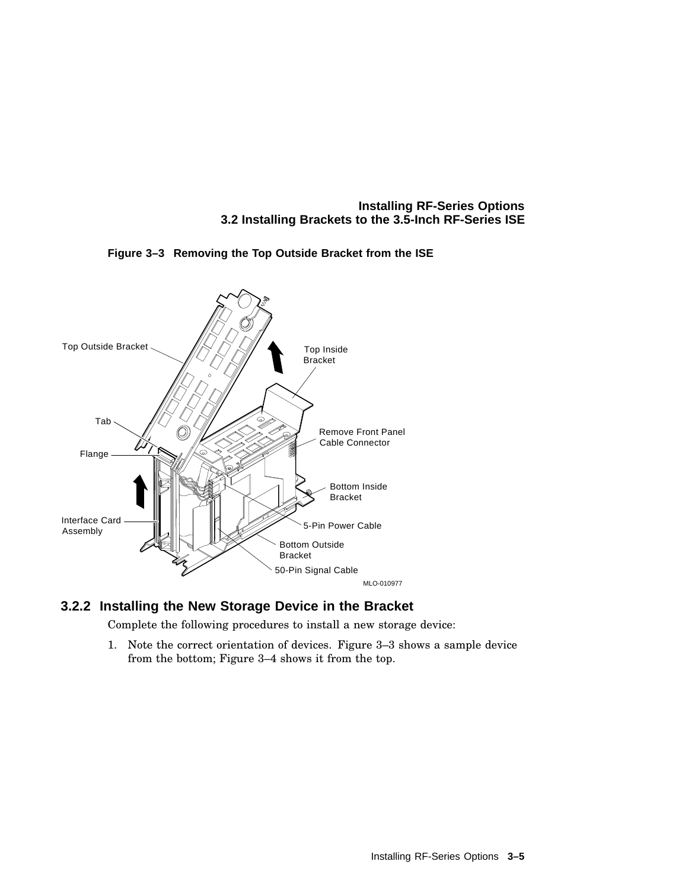**Figure 3–3 Removing the Top Outside Bracket from the ISE**

### 3.2.2 Installing the New Storage Device in the Bracket

Complete the following procedures to install a new storage device:

1. Note the correct orientation of devices. Figure 3–3 shows a sample device from the bottom; Figure 3–4 shows it from the top.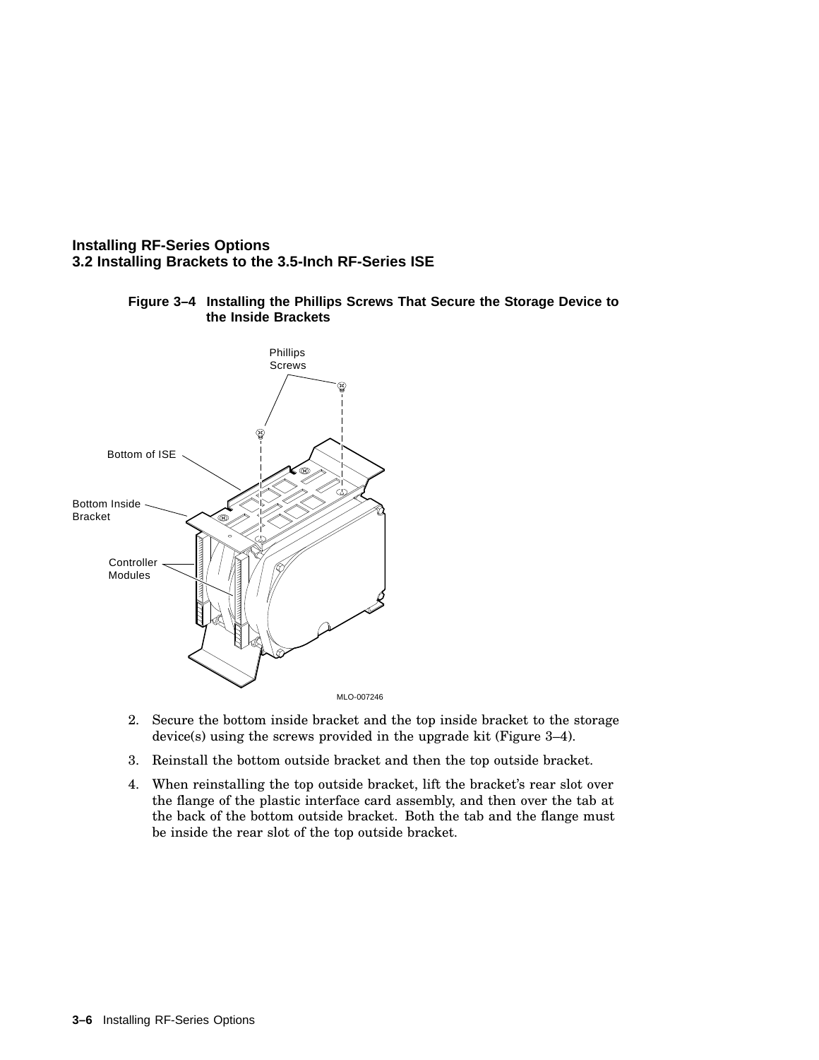**Figure 3–4 Installing the Phillips Screws That Secure the Storage Device to the Inside Brackets**

2. Secure the bottom inside bracket and the top inside bracket to the storage device(s) using the screws provided in the upgrade kit (Figure 3–4).
3. Reinstall the bottom outside bracket and then the top outside bracket.
4. When reinstalling the top outside bracket, lift the bracket's rear slot over the flange of the plastic interface card assembly, and then over the tab at the back of the bottom outside bracket. Both the tab and the flange must be inside the rear slot of the top outside bracket.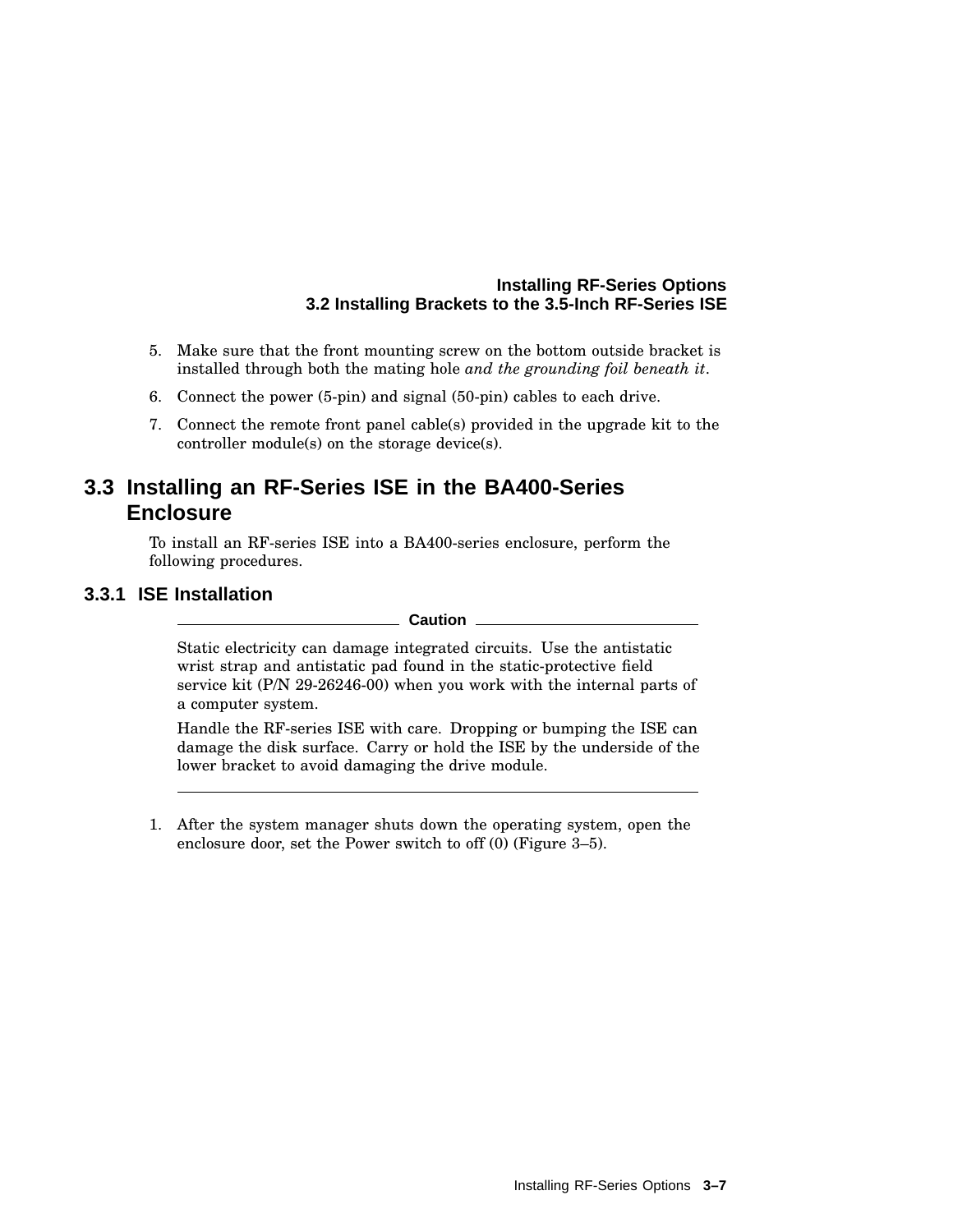5. Make sure that the front mounting screw on the bottom outside bracket is installed through both the mating hole *and the grounding foil beneath it*.
6. Connect the power (5-pin) and signal (50-pin) cables to each drive.
7. Connect the remote front panel cable(s) provided in the upgrade kit to the controller module(s) on the storage device(s).

## 3.3 Installing an RF-Series ISE in the BA400-Series Enclosure

To install an RF-series ISE into a BA400-series enclosure, perform the following procedures.

### 3.3.1 ISE Installation

---

**Caution**

Static electricity can damage integrated circuits. Use the antistatic wrist strap and antistatic pad found in the static-protective field service kit (P/N 29-26246-00) when you work with the internal parts of a computer system.

Handle the RF-series ISE with care. Dropping or bumping the ISE can damage the disk surface. Carry or hold the ISE by the underside of the lower bracket to avoid damaging the drive module.

---

1. After the system manager shuts down the operating system, open the enclosure door, set the Power switch to off (0) (Figure 3–5).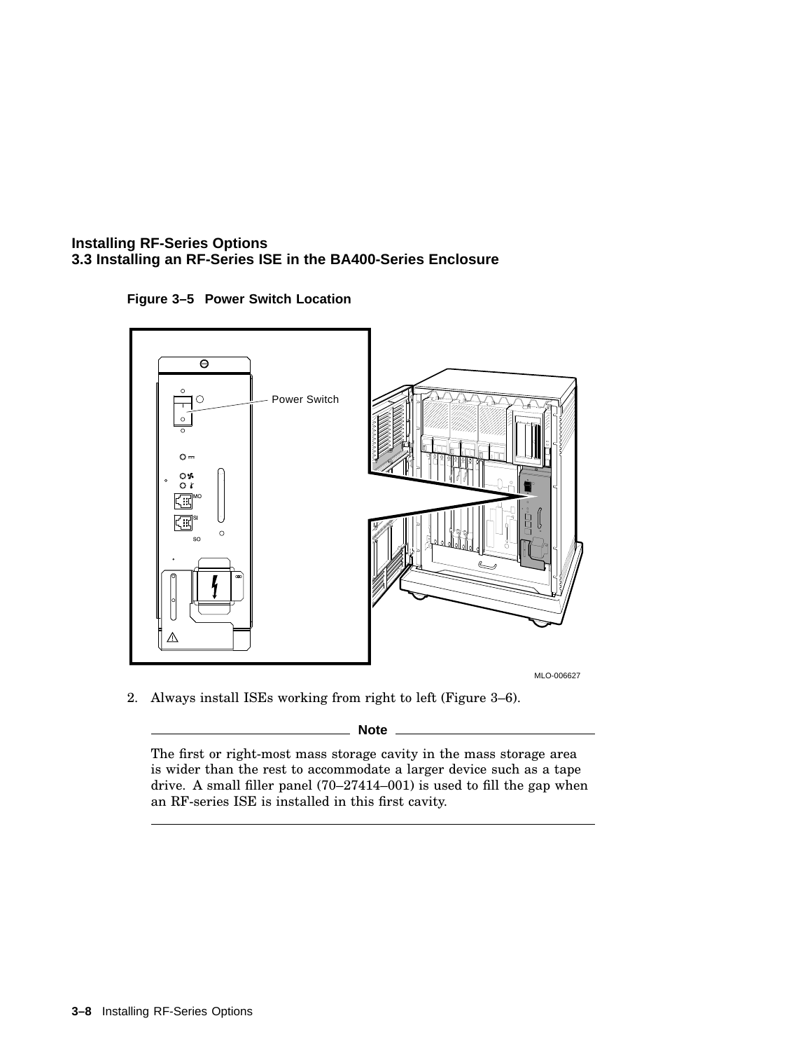**Figure 3–5 Power Switch Location**

2. Always install ISEs working from right to left (Figure 3–6).

---

**Note**

The first or right-most mass storage cavity in the mass storage area is wider than the rest to accommodate a larger device such as a tape drive. A small filler panel (70–27414–001) is used to fill the gap when an RF-series ISE is installed in this first cavity.

---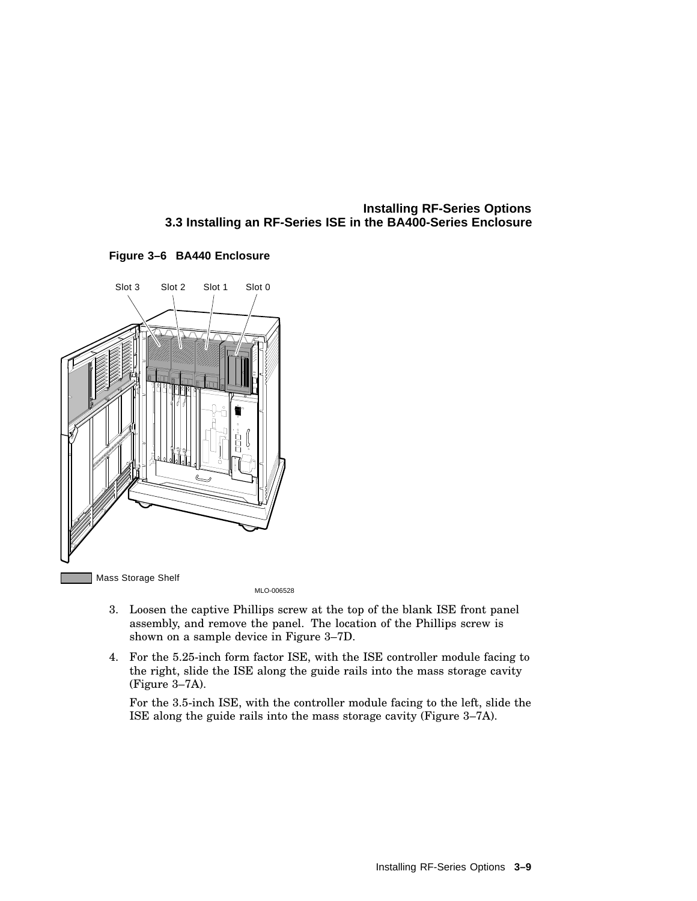**Figure 3–6 BA440 Enclosure**

Slot 3 Slot 2 Slot 1 Slot 0

Mass Storage Shelf

MLO-006528

3. Loosen the captive Phillips screw at the top of the blank ISE front panel assembly, and remove the panel. The location of the Phillips screw is shown on a sample device in Figure 3–7D.
4. For the 5.25-inch form factor ISE, with the ISE controller module facing to the right, slide the ISE along the guide rails into the mass storage cavity (Figure 3–7A).

   For the 3.5-inch ISE, with the controller module facing to the left, slide the ISE along the guide rails into the mass storage cavity (Figure 3–7A).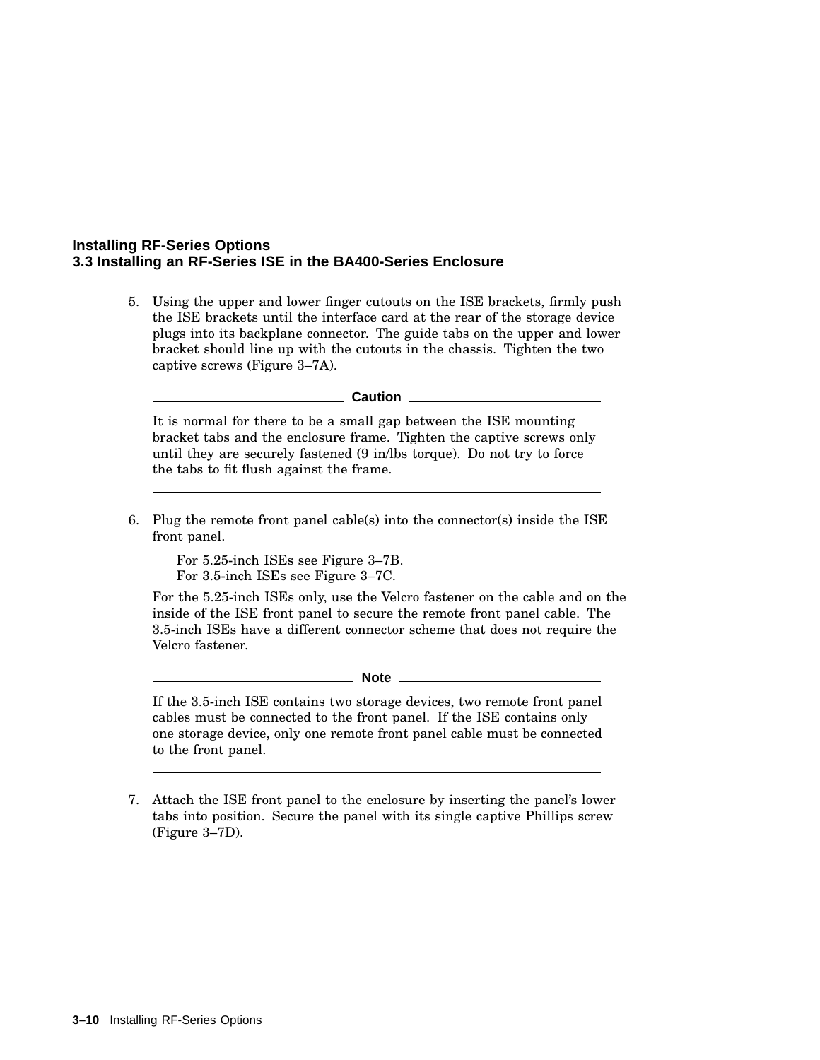5. Using the upper and lower finger cutouts on the ISE brackets, firmly push the ISE brackets until the interface card at the rear of the storage device plugs into its backplane connector. The guide tabs on the upper and lower bracket should line up with the cutouts in the chassis. Tighten the two captive screws (Figure 3–7A).

---

**Caution**

It is normal for there to be a small gap between the ISE mounting bracket tabs and the enclosure frame. Tighten the captive screws only until they are securely fastened (9 in/lbs torque). Do not try to force the tabs to fit flush against the frame.

---

6. Plug the remote front panel cable(s) into the connector(s) inside the ISE front panel.

   For 5.25-inch ISEs see Figure 3–7B.
   For 3.5-inch ISEs see Figure 3–7C.

   For the 5.25-inch ISEs only, use the Velcro fastener on the cable and on the inside of the ISE front panel to secure the remote front panel cable. The 3.5-inch ISEs have a different connector scheme that does not require the Velcro fastener.

---

**Note**

If the 3.5-inch ISE contains two storage devices, two remote front panel cables must be connected to the front panel. If the ISE contains only one storage device, only one remote front panel cable must be connected to the front panel.

---

7. Attach the ISE front panel to the enclosure by inserting the panel's lower tabs into position. Secure the panel with its single captive Phillips screw (Figure 3–7D).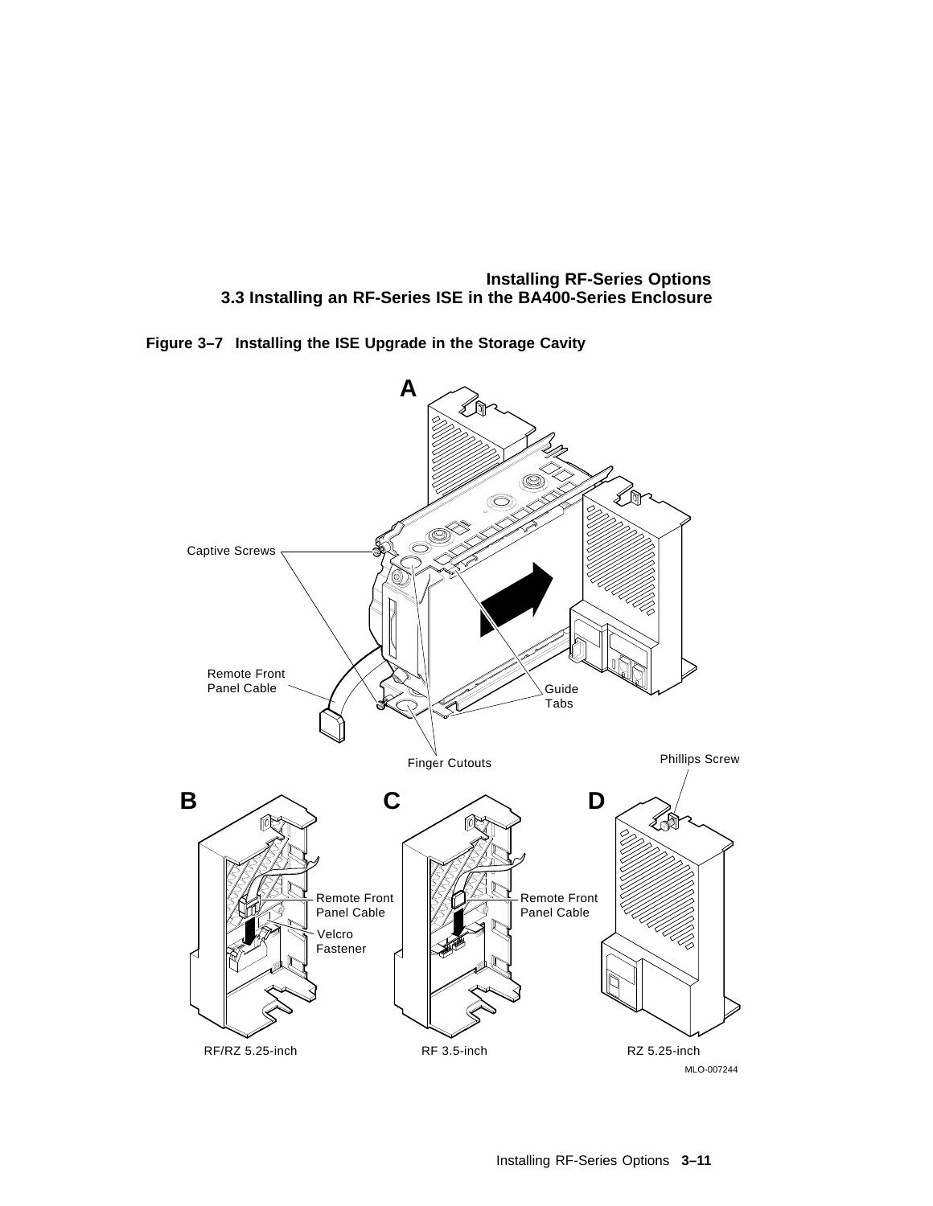**Figure 3–7 Installing the ISE Upgrade in the Storage Cavity**

A

Captive Screws

Remote Front Panel Cable

Guide Tabs

Finger Cutouts

Phillips Screw

B

C

D

Remote Front Panel Cable

Velcro Fastener

Remote Front Panel Cable

RF/RZ 5.25-inch

RF 3.5-inch

RZ 5.25-inch

MLO-007244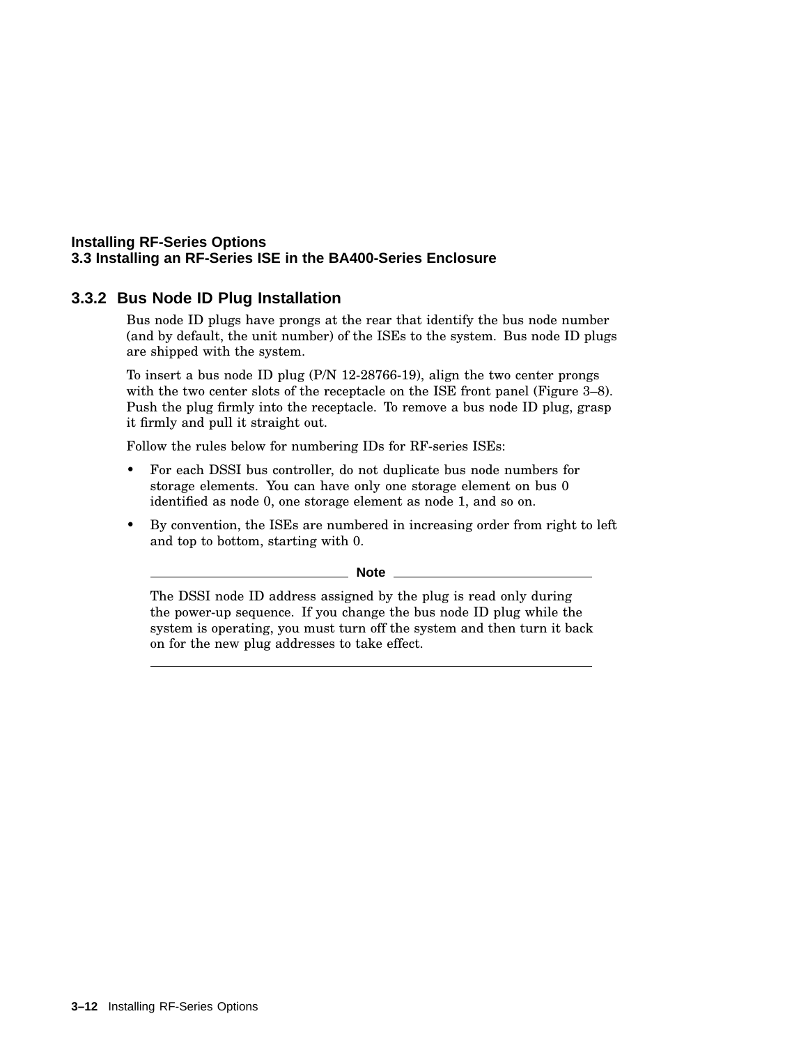### 3.3.2 Bus Node ID Plug Installation

Bus node ID plugs have prongs at the rear that identify the bus node number (and by default, the unit number) of the ISEs to the system. Bus node ID plugs are shipped with the system.

To insert a bus node ID plug (P/N 12-28766-19), align the two center prongs with the two center slots of the receptacle on the ISE front panel (Figure 3–8). Push the plug firmly into the receptacle. To remove a bus node ID plug, grasp it firmly and pull it straight out.

Follow the rules below for numbering IDs for RF-series ISEs:

- For each DSSI bus controller, do not duplicate bus node numbers for storage elements. You can have only one storage element on bus 0 identified as node 0, one storage element as node 1, and so on.
- By convention, the ISEs are numbered in increasing order from right to left and top to bottom, starting with 0.

---

**Note**

The DSSI node ID address assigned by the plug is read only during the power-up sequence. If you change the bus node ID plug while the system is operating, you must turn off the system and then turn it back on for the new plug addresses to take effect.

---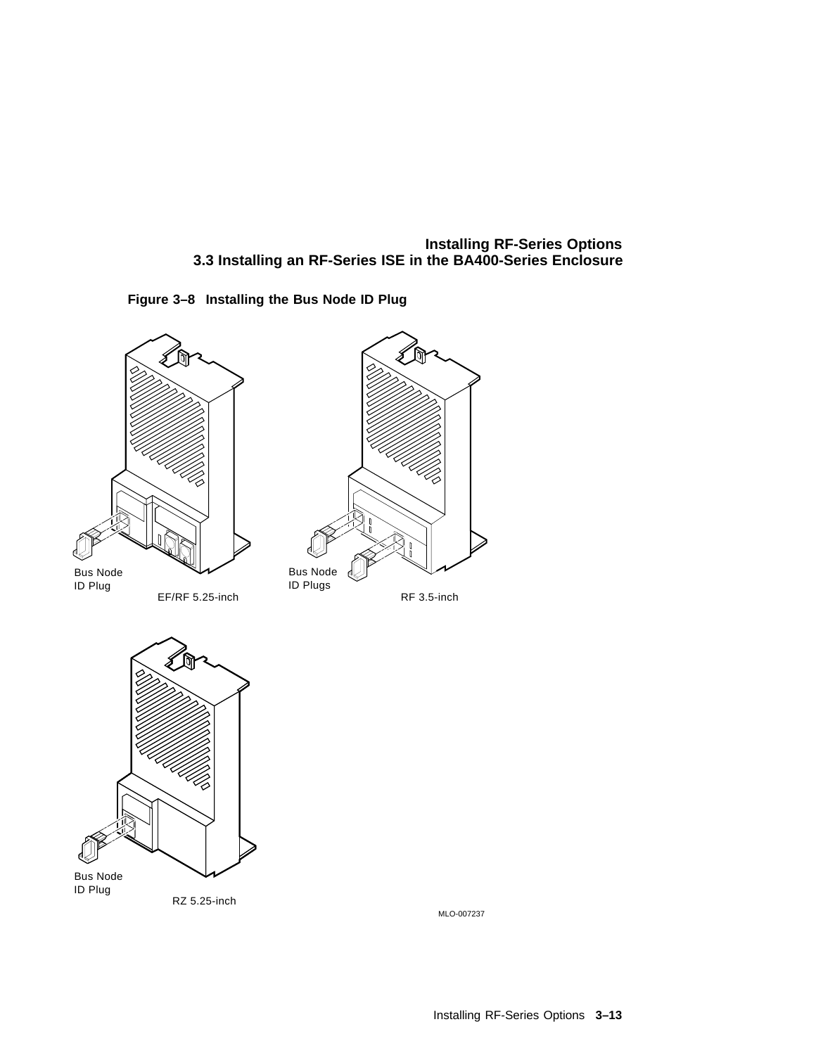**Figure 3–8 Installing the Bus Node ID Plug**

Bus Node ID Plug

EF/RF 5.25-inch

Bus Node ID Plugs

RF 3.5-inch

Bus Node ID Plug

RZ 5.25-inch

MLO-007237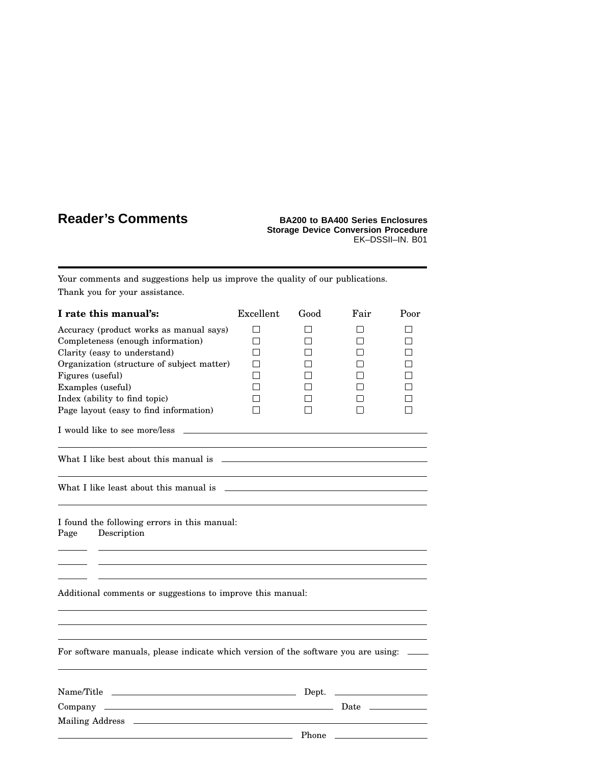# Reader's Comments

**BA200 to BA400 Series Enclosures**
**Storage Device Conversion Procedure**
EK–DSSII–IN. B01

---

Your comments and suggestions help us improve the quality of our publications.

Thank you for your assistance.

| **I rate this manual's:** | Excellent | Good | Fair | Poor |
|---|---|---|---|---|
| Accuracy (product works as manual says) | ☐ | ☐ | ☐ | ☐ |
| Completeness (enough information) | ☐ | ☐ | ☐ | ☐ |
| Clarity (easy to understand) | ☐ | ☐ | ☐ | ☐ |
| Organization (structure of subject matter) | ☐ | ☐ | ☐ | ☐ |
| Figures (useful) | ☐ | ☐ | ☐ | ☐ |
| Examples (useful) | ☐ | ☐ | ☐ | ☐ |
| Index (ability to find topic) | ☐ | ☐ | ☐ | ☐ |
| Page layout (easy to find information) | ☐ | ☐ | ☐ | ☐ |

I would like to see more/less ______________________________________________

______________________________________________________________________

What I like best about this manual is ________________________________________

______________________________________________________________________

What I like least about this manual is _______________________________________

______________________________________________________________________

I found the following errors in this manual:

Page  Description

______ ______________________________________________________________

______ ______________________________________________________________

______ ______________________________________________________________

Additional comments or suggestions to improve this manual:

______________________________________________________________________

______________________________________________________________________

______________________________________________________________________

For software manuals, please indicate which version of the software you are using: ______

______________________________________________________________________

Name/Title ________________________________ Dept. ____________________

Company ______________________________________ Date ______________

Mailing Address ______________________________________________________

__________________________________________ Phone ____________________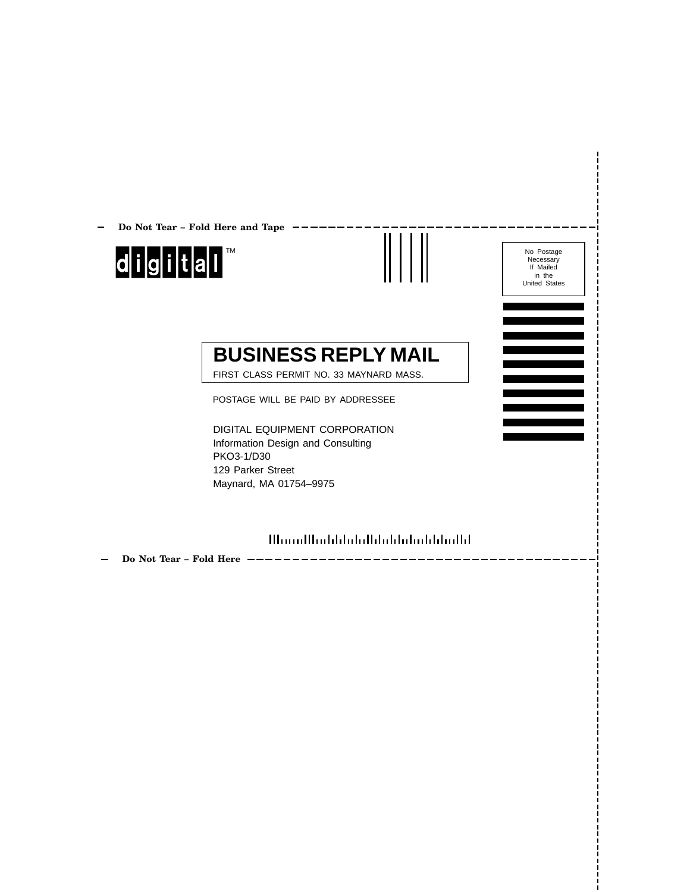Do Not Tear – Fold Here and Tape

digital™

No Postage
Necessary
If Mailed
in the
United States

**BUSINESS REPLY MAIL**

FIRST CLASS PERMIT NO. 33 MAYNARD MASS.

POSTAGE WILL BE PAID BY ADDRESSEE

DIGITAL EQUIPMENT CORPORATION
Information Design and Consulting
PKO3-1/D30
129 Parker Street
Maynard, MA 01754–9975

Do Not Tear – Fold Here